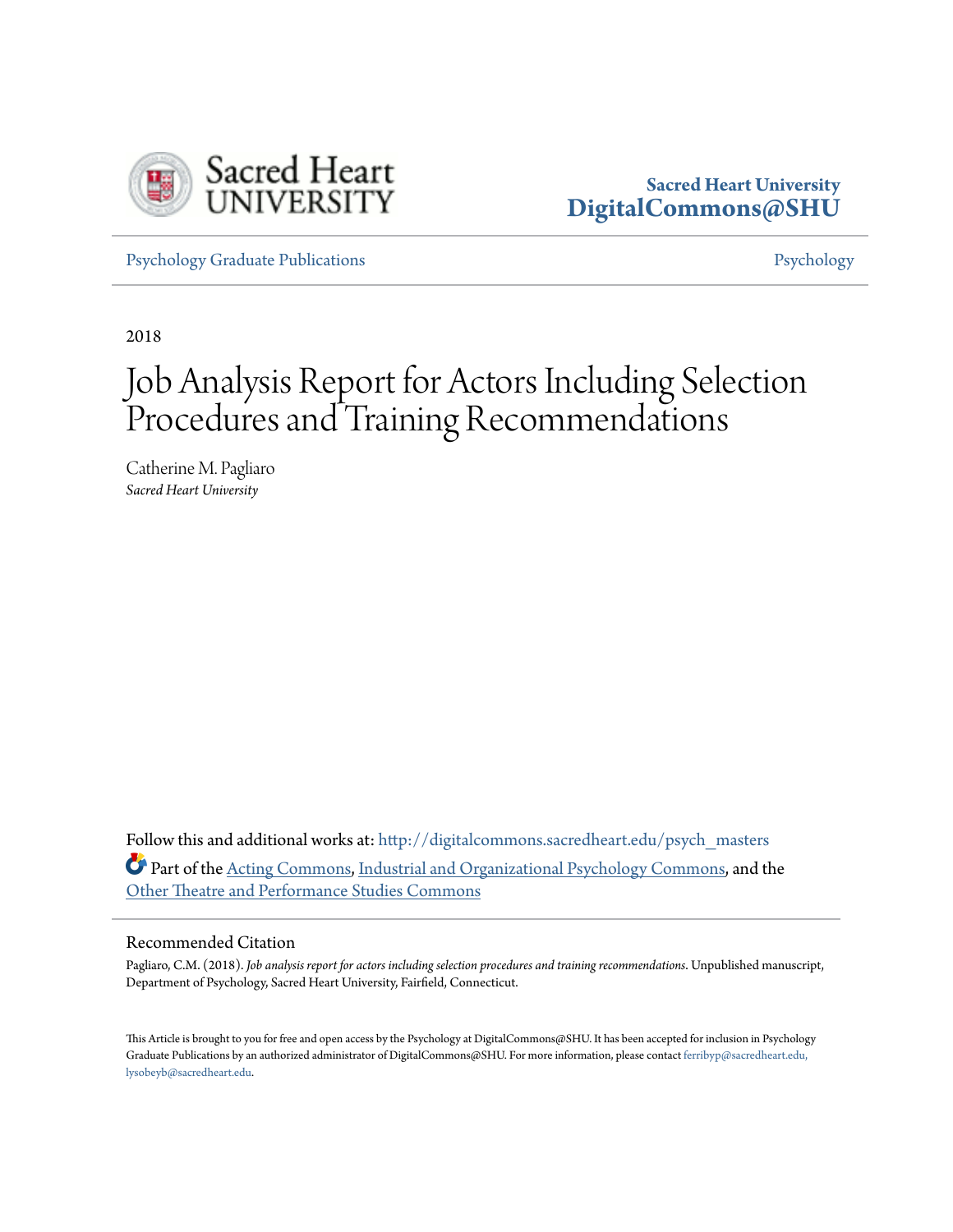Sacred Heart University
DigitalCommons@SHU

Psychology Graduate Publications | Psychology

2018

# Job Analysis Report for Actors Including Selection Procedures and Training Recommendations

Catherine M. Pagliaro
*Sacred Heart University*

Follow this and additional works at: http://digitalcommons.sacredheart.edu/psych_masters

Part of the Acting Commons, Industrial and Organizational Psychology Commons, and the Other Theatre and Performance Studies Commons

## Recommended Citation

Pagliaro, C.M. (2018). *Job analysis report for actors including selection procedures and training recommendations*. Unpublished manuscript, Department of Psychology, Sacred Heart University, Fairfield, Connecticut.

This Article is brought to you for free and open access by the Psychology at DigitalCommons@SHU. It has been accepted for inclusion in Psychology Graduate Publications by an authorized administrator of DigitalCommons@SHU. For more information, please contact ferribyp@sacredheart.edu, lysobeyb@sacredheart.edu.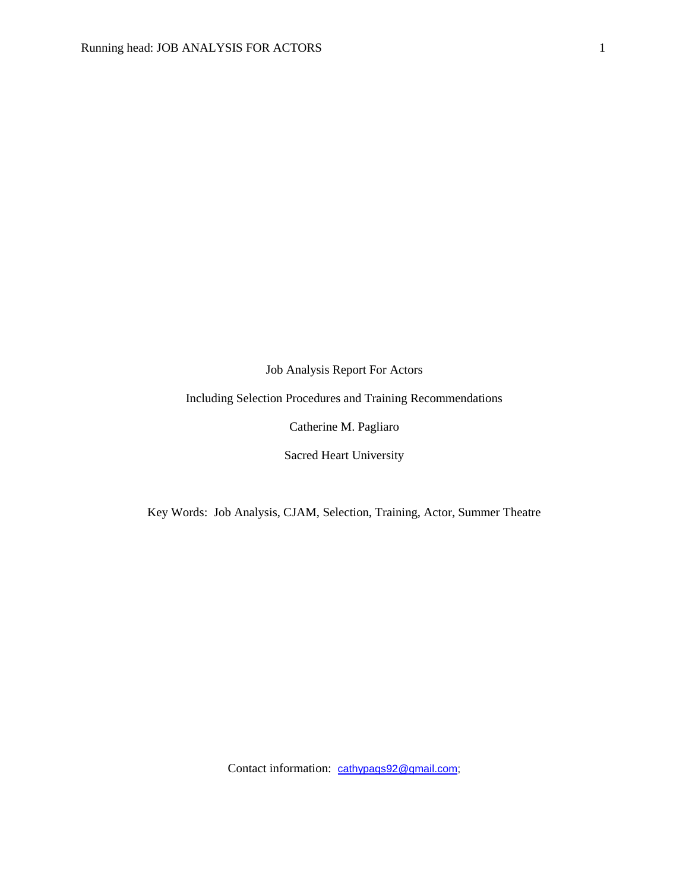Job Analysis Report For Actors

Including Selection Procedures and Training Recommendations

Catherine M. Pagliaro

Sacred Heart University

Key Words: Job Analysis, CJAM, Selection, Training, Actor, Summer Theatre

Contact information: cathypags92@gmail.com;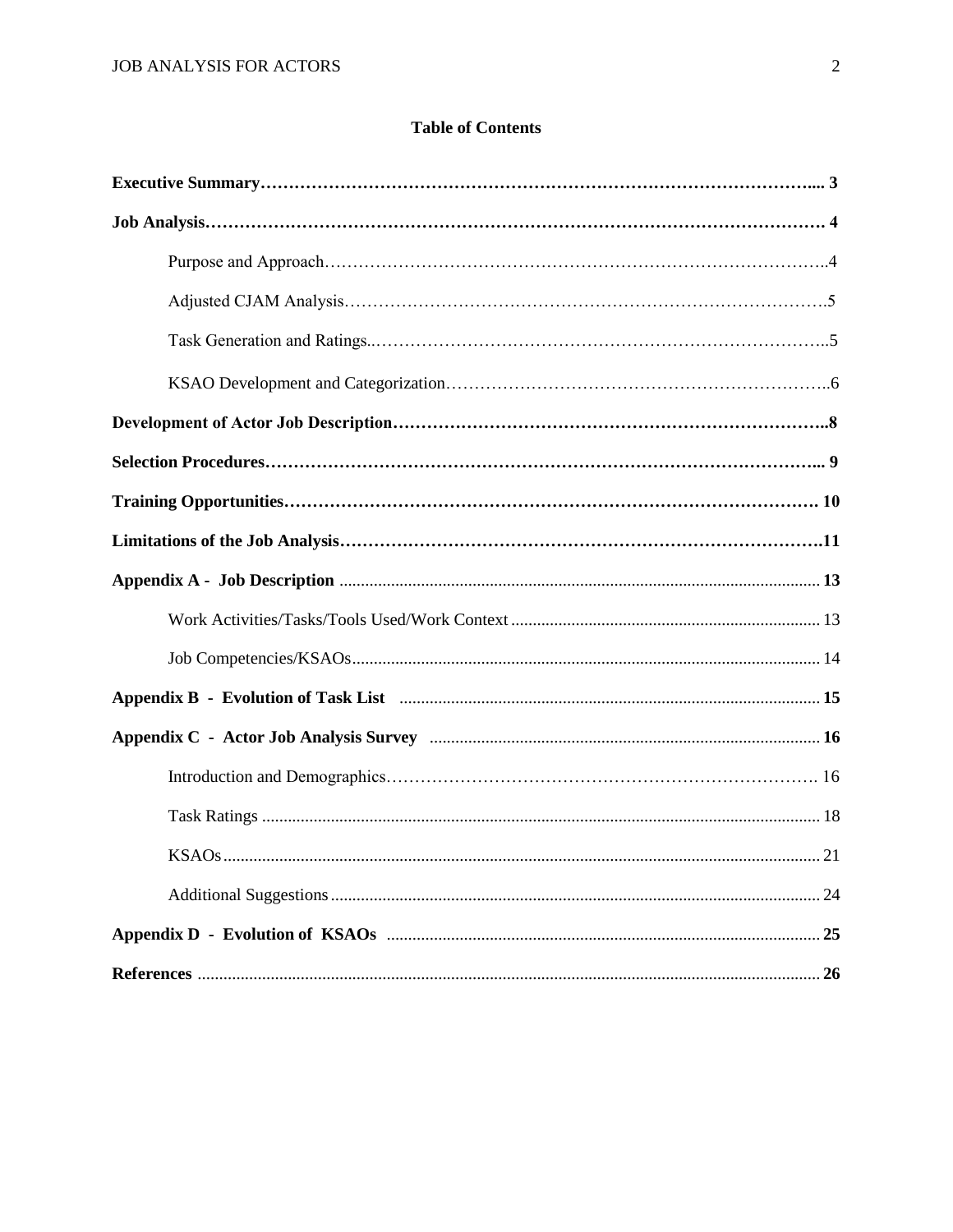## Table of Contents

**Executive Summary** ... **3**

**Job Analysis** ... **4**

- Purpose and Approach ... 4
- Adjusted CJAM Analysis ... 5
- Task Generation and Ratings ... 5
- KSAO Development and Categorization ... 6

**Development of Actor Job Description** ... **8**

**Selection Procedures** ... **9**

**Training Opportunities** ... **10**

**Limitations of the Job Analysis** ... **11**

**Appendix A - Job Description** ... **13**

- Work Activities/Tasks/Tools Used/Work Context ... 13
- Job Competencies/KSAOs ... 14

**Appendix B - Evolution of Task List** ... **15**

**Appendix C - Actor Job Analysis Survey** ... **16**

- Introduction and Demographics ... 16
- Task Ratings ... 18
- KSAOs ... 21
- Additional Suggestions ... 24

**Appendix D - Evolution of KSAOs** ... **25**

**References** ... **26**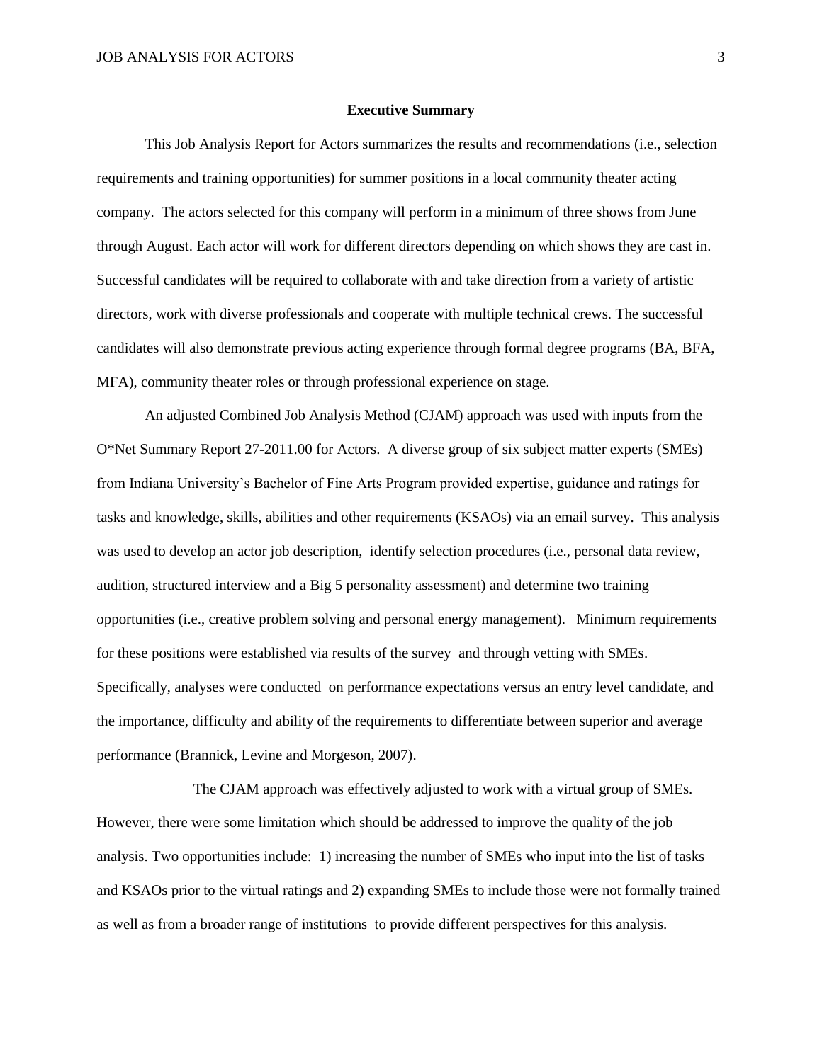## Executive Summary

This Job Analysis Report for Actors summarizes the results and recommendations (i.e., selection requirements and training opportunities) for summer positions in a local community theater acting company. The actors selected for this company will perform in a minimum of three shows from June through August. Each actor will work for different directors depending on which shows they are cast in. Successful candidates will be required to collaborate with and take direction from a variety of artistic directors, work with diverse professionals and cooperate with multiple technical crews. The successful candidates will also demonstrate previous acting experience through formal degree programs (BA, BFA, MFA), community theater roles or through professional experience on stage.

An adjusted Combined Job Analysis Method (CJAM) approach was used with inputs from the O*Net Summary Report 27-2011.00 for Actors. A diverse group of six subject matter experts (SMEs) from Indiana University's Bachelor of Fine Arts Program provided expertise, guidance and ratings for tasks and knowledge, skills, abilities and other requirements (KSAOs) via an email survey. This analysis was used to develop an actor job description, identify selection procedures (i.e., personal data review, audition, structured interview and a Big 5 personality assessment) and determine two training opportunities (i.e., creative problem solving and personal energy management). Minimum requirements for these positions were established via results of the survey and through vetting with SMEs. Specifically, analyses were conducted on performance expectations versus an entry level candidate, and the importance, difficulty and ability of the requirements to differentiate between superior and average performance (Brannick, Levine and Morgeson, 2007).

The CJAM approach was effectively adjusted to work with a virtual group of SMEs. However, there were some limitation which should be addressed to improve the quality of the job analysis. Two opportunities include: 1) increasing the number of SMEs who input into the list of tasks and KSAOs prior to the virtual ratings and 2) expanding SMEs to include those were not formally trained as well as from a broader range of institutions to provide different perspectives for this analysis.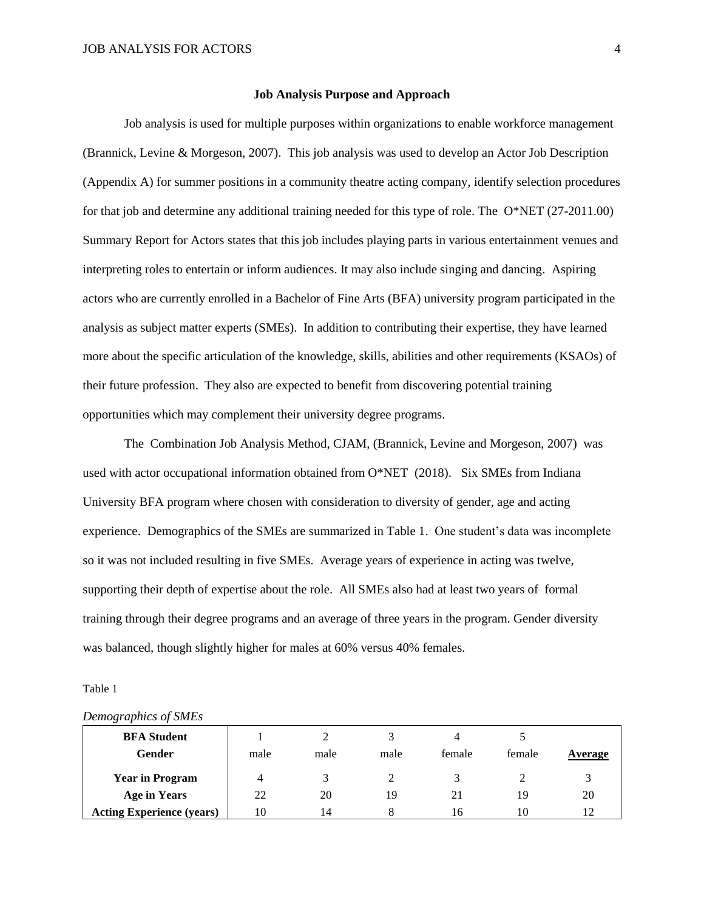## Job Analysis Purpose and Approach

Job analysis is used for multiple purposes within organizations to enable workforce management (Brannick, Levine & Morgeson, 2007). This job analysis was used to develop an Actor Job Description (Appendix A) for summer positions in a community theatre acting company, identify selection procedures for that job and determine any additional training needed for this type of role. The O*NET (27-2011.00) Summary Report for Actors states that this job includes playing parts in various entertainment venues and interpreting roles to entertain or inform audiences. It may also include singing and dancing. Aspiring actors who are currently enrolled in a Bachelor of Fine Arts (BFA) university program participated in the analysis as subject matter experts (SMEs). In addition to contributing their expertise, they have learned more about the specific articulation of the knowledge, skills, abilities and other requirements (KSAOs) of their future profession. They also are expected to benefit from discovering potential training opportunities which may complement their university degree programs.

The Combination Job Analysis Method, CJAM, (Brannick, Levine and Morgeson, 2007) was used with actor occupational information obtained from O*NET (2018). Six SMEs from Indiana University BFA program where chosen with consideration to diversity of gender, age and acting experience. Demographics of the SMEs are summarized in Table 1. One student's data was incomplete so it was not included resulting in five SMEs. Average years of experience in acting was twelve, supporting their depth of expertise about the role. All SMEs also had at least two years of formal training through their degree programs and an average of three years in the program. Gender diversity was balanced, though slightly higher for males at 60% versus 40% females.

Table 1

*Demographics of SMEs*

| BFA Student | 1 | 2 | 3 | 4 | 5 | |
|---|---|---|---|---|---|---|
| **Gender** | male | male | male | female | female | **Average** |
| **Year in Program** | 4 | 3 | 2 | 3 | 2 | 3 |
| **Age in Years** | 22 | 20 | 19 | 21 | 19 | 20 |
| **Acting Experience (years)** | 10 | 14 | 8 | 16 | 10 | 12 |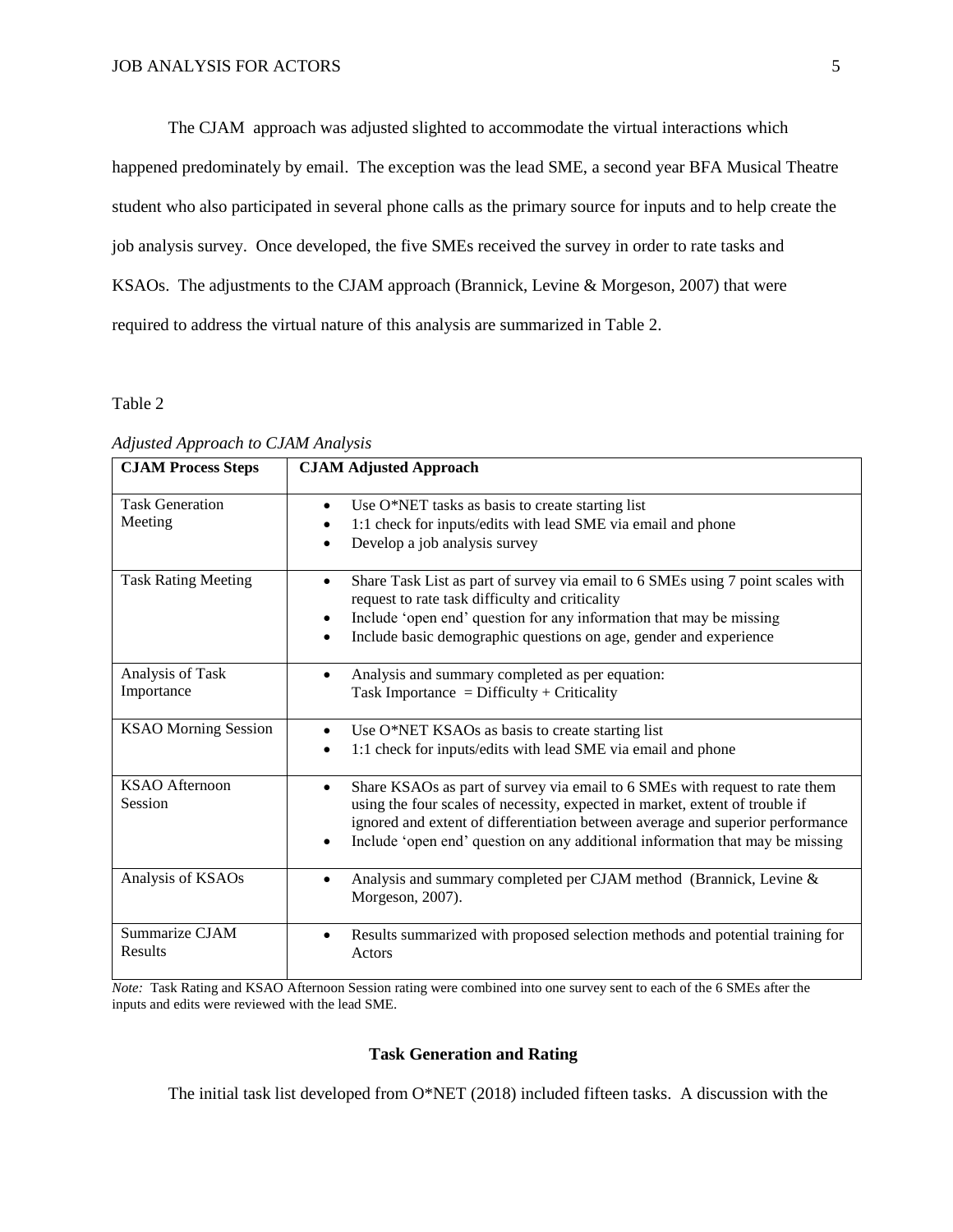The CJAM approach was adjusted slighted to accommodate the virtual interactions which happened predominately by email. The exception was the lead SME, a second year BFA Musical Theatre student who also participated in several phone calls as the primary source for inputs and to help create the job analysis survey. Once developed, the five SMEs received the survey in order to rate tasks and KSAOs. The adjustments to the CJAM approach (Brannick, Levine & Morgeson, 2007) that were required to address the virtual nature of this analysis are summarized in Table 2.

Table 2

*Adjusted Approach to CJAM Analysis*

| CJAM Process Steps | CJAM Adjusted Approach |
|---|---|
| Task Generation Meeting | • Use O*NET tasks as basis to create starting list<br>• 1:1 check for inputs/edits with lead SME via email and phone<br>• Develop a job analysis survey |
| Task Rating Meeting | • Share Task List as part of survey via email to 6 SMEs using 7 point scales with request to rate task difficulty and criticality<br>• Include 'open end' question for any information that may be missing<br>• Include basic demographic questions on age, gender and experience |
| Analysis of Task Importance | • Analysis and summary completed as per equation:<br>Task Importance = Difficulty + Criticality |
| KSAO Morning Session | • Use O*NET KSAOs as basis to create starting list<br>• 1:1 check for inputs/edits with lead SME via email and phone |
| KSAO Afternoon Session | • Share KSAOs as part of survey via email to 6 SMEs with request to rate them using the four scales of necessity, expected in market, extent of trouble if ignored and extent of differentiation between average and superior performance<br>• Include 'open end' question on any additional information that may be missing |
| Analysis of KSAOs | • Analysis and summary completed per CJAM method (Brannick, Levine & Morgeson, 2007). |
| Summarize CJAM Results | • Results summarized with proposed selection methods and potential training for Actors |

*Note:* Task Rating and KSAO Afternoon Session rating were combined into one survey sent to each of the 6 SMEs after the inputs and edits were reviewed with the lead SME.

**Task Generation and Rating**

The initial task list developed from O*NET (2018) included fifteen tasks. A discussion with the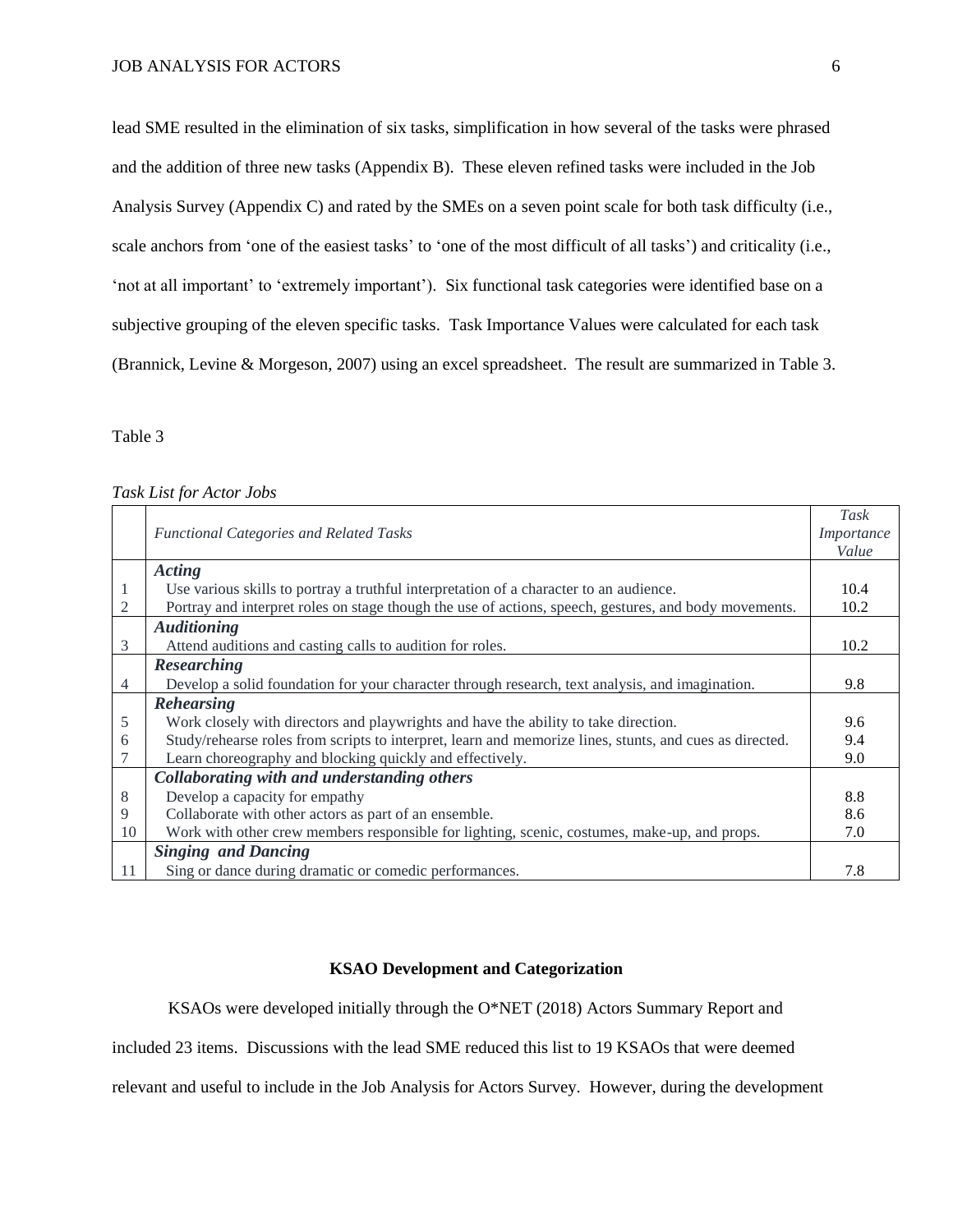lead SME resulted in the elimination of six tasks, simplification in how several of the tasks were phrased and the addition of three new tasks (Appendix B). These eleven refined tasks were included in the Job Analysis Survey (Appendix C) and rated by the SMEs on a seven point scale for both task difficulty (i.e., scale anchors from 'one of the easiest tasks' to 'one of the most difficult of all tasks') and criticality (i.e., 'not at all important' to 'extremely important'). Six functional task categories were identified base on a subjective grouping of the eleven specific tasks. Task Importance Values were calculated for each task (Brannick, Levine & Morgeson, 2007) using an excel spreadsheet. The result are summarized in Table 3.

Table 3

*Task List for Actor Jobs*

| | *Functional Categories and Related Tasks* | *Task Importance Value* |
|---|---|---|
| | ***Acting*** | |
| 1 | Use various skills to portray a truthful interpretation of a character to an audience. | 10.4 |
| 2 | Portray and interpret roles on stage though the use of actions, speech, gestures, and body movements. | 10.2 |
| | ***Auditioning*** | |
| 3 | Attend auditions and casting calls to audition for roles. | 10.2 |
| | ***Researching*** | |
| 4 | Develop a solid foundation for your character through research, text analysis, and imagination. | 9.8 |
| | ***Rehearsing*** | |
| 5 | Work closely with directors and playwrights and have the ability to take direction. | 9.6 |
| 6 | Study/rehearse roles from scripts to interpret, learn and memorize lines, stunts, and cues as directed. | 9.4 |
| 7 | Learn choreography and blocking quickly and effectively. | 9.0 |
| | ***Collaborating with and understanding others*** | |
| 8 | Develop a capacity for empathy | 8.8 |
| 9 | Collaborate with other actors as part of an ensemble. | 8.6 |
| 10 | Work with other crew members responsible for lighting, scenic, costumes, make-up, and props. | 7.0 |
| | ***Singing and Dancing*** | |
| 11 | Sing or dance during dramatic or comedic performances. | 7.8 |

## KSAO Development and Categorization

KSAOs were developed initially through the O*NET (2018) Actors Summary Report and included 23 items. Discussions with the lead SME reduced this list to 19 KSAOs that were deemed relevant and useful to include in the Job Analysis for Actors Survey. However, during the development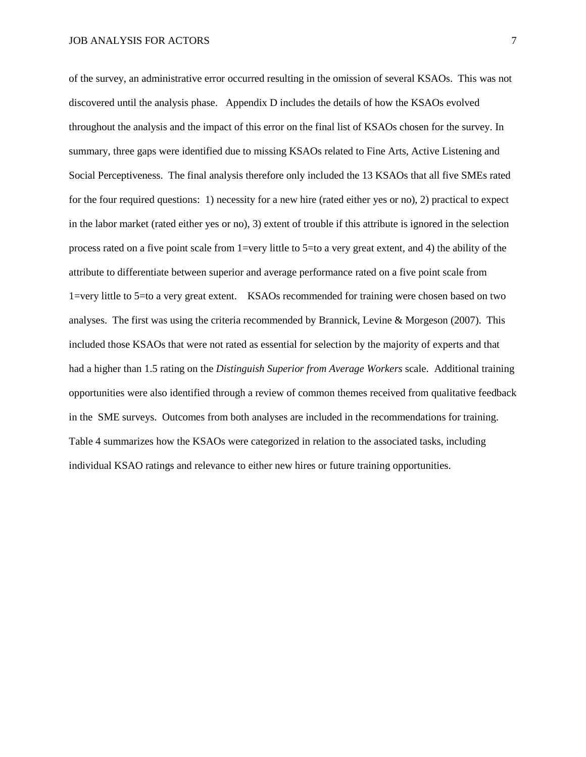of the survey, an administrative error occurred resulting in the omission of several KSAOs. This was not discovered until the analysis phase. Appendix D includes the details of how the KSAOs evolved throughout the analysis and the impact of this error on the final list of KSAOs chosen for the survey. In summary, three gaps were identified due to missing KSAOs related to Fine Arts, Active Listening and Social Perceptiveness. The final analysis therefore only included the 13 KSAOs that all five SMEs rated for the four required questions: 1) necessity for a new hire (rated either yes or no), 2) practical to expect in the labor market (rated either yes or no), 3) extent of trouble if this attribute is ignored in the selection process rated on a five point scale from 1=very little to 5=to a very great extent, and 4) the ability of the attribute to differentiate between superior and average performance rated on a five point scale from 1=very little to 5=to a very great extent. KSAOs recommended for training were chosen based on two analyses. The first was using the criteria recommended by Brannick, Levine & Morgeson (2007). This included those KSAOs that were not rated as essential for selection by the majority of experts and that had a higher than 1.5 rating on the *Distinguish Superior from Average Workers* scale. Additional training opportunities were also identified through a review of common themes received from qualitative feedback in the SME surveys. Outcomes from both analyses are included in the recommendations for training. Table 4 summarizes how the KSAOs were categorized in relation to the associated tasks, including individual KSAO ratings and relevance to either new hires or future training opportunities.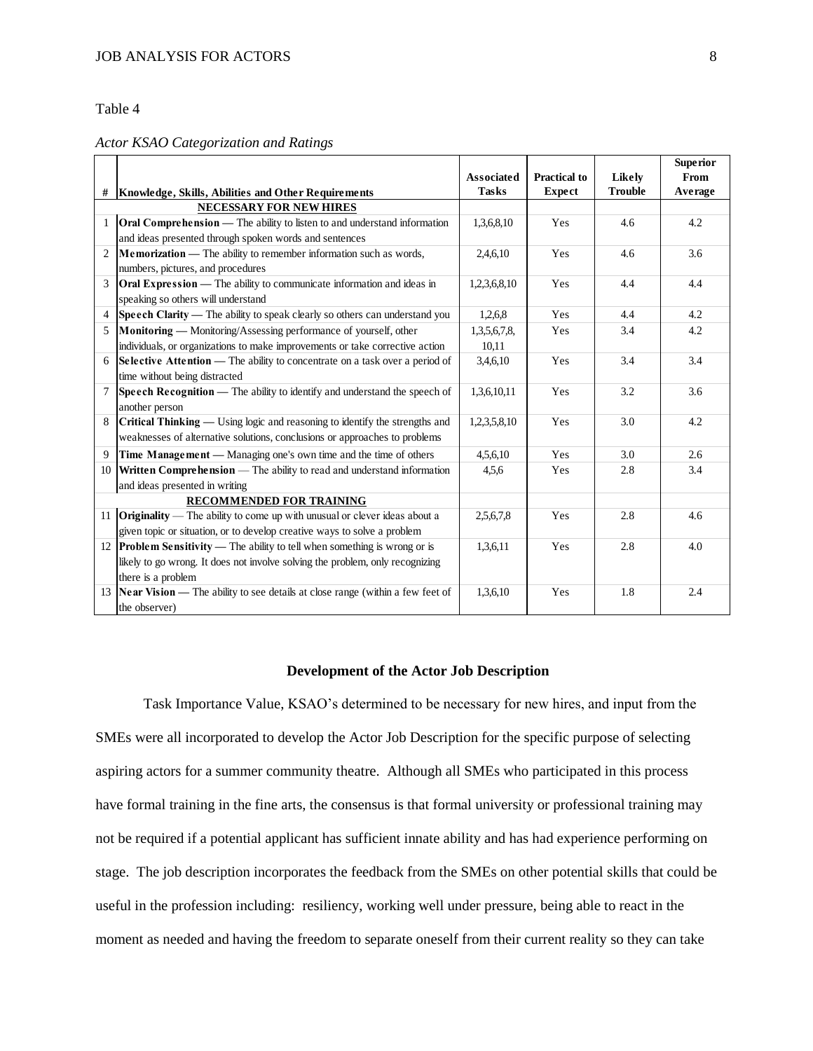Table 4

*Actor KSAO Categorization and Ratings*

| # | Knowledge, Skills, Abilities and Other Requirements | Associated Tasks | Practical to Expect | Likely Trouble | Superior From Average |
|---|---|---|---|---|---|
| | **NECESSARY FOR NEW HIRES** | | | | |
| 1 | **Oral Comprehension** — The ability to listen to and understand information and ideas presented through spoken words and sentences | 1,3,6,8,10 | Yes | 4.6 | 4.2 |
| 2 | **Memorization** — The ability to remember information such as words, numbers, pictures, and procedures | 2,4,6,10 | Yes | 4.6 | 3.6 |
| 3 | **Oral Expression** — The ability to communicate information and ideas in speaking so others will understand | 1,2,3,6,8,10 | Yes | 4.4 | 4.4 |
| 4 | **Speech Clarity** — The ability to speak clearly so others can understand you | 1,2,6,8 | Yes | 4.4 | 4.2 |
| 5 | **Monitoring** — Monitoring/Assessing performance of yourself, other individuals, or organizations to make improvements or take corrective action | 1,3,5,6,7,8, 10,11 | Yes | 3.4 | 4.2 |
| 6 | **Selective Attention** — The ability to concentrate on a task over a period of time without being distracted | 3,4,6,10 | Yes | 3.4 | 3.4 |
| 7 | **Speech Recognition** — The ability to identify and understand the speech of another person | 1,3,6,10,11 | Yes | 3.2 | 3.6 |
| 8 | **Critical Thinking** — Using logic and reasoning to identify the strengths and weaknesses of alternative solutions, conclusions or approaches to problems | 1,2,3,5,8,10 | Yes | 3.0 | 4.2 |
| 9 | **Time Management** — Managing one's own time and the time of others | 4,5,6,10 | Yes | 3.0 | 2.6 |
| 10 | **Written Comprehension** — The ability to read and understand information and ideas presented in writing | 4,5,6 | Yes | 2.8 | 3.4 |
| | **RECOMMENDED FOR TRAINING** | | | | |
| 11 | **Originality** — The ability to come up with unusual or clever ideas about a given topic or situation, or to develop creative ways to solve a problem | 2,5,6,7,8 | Yes | 2.8 | 4.6 |
| 12 | **Problem Sensitivity** — The ability to tell when something is wrong or is likely to go wrong. It does not involve solving the problem, only recognizing there is a problem | 1,3,6,11 | Yes | 2.8 | 4.0 |
| 13 | **Near Vision** — The ability to see details at close range (within a few feet of the observer) | 1,3,6,10 | Yes | 1.8 | 2.4 |

## Development of the Actor Job Description

Task Importance Value, KSAO's determined to be necessary for new hires, and input from the SMEs were all incorporated to develop the Actor Job Description for the specific purpose of selecting aspiring actors for a summer community theatre. Although all SMEs who participated in this process have formal training in the fine arts, the consensus is that formal university or professional training may not be required if a potential applicant has sufficient innate ability and has had experience performing on stage. The job description incorporates the feedback from the SMEs on other potential skills that could be useful in the profession including: resiliency, working well under pressure, being able to react in the moment as needed and having the freedom to separate oneself from their current reality so they can take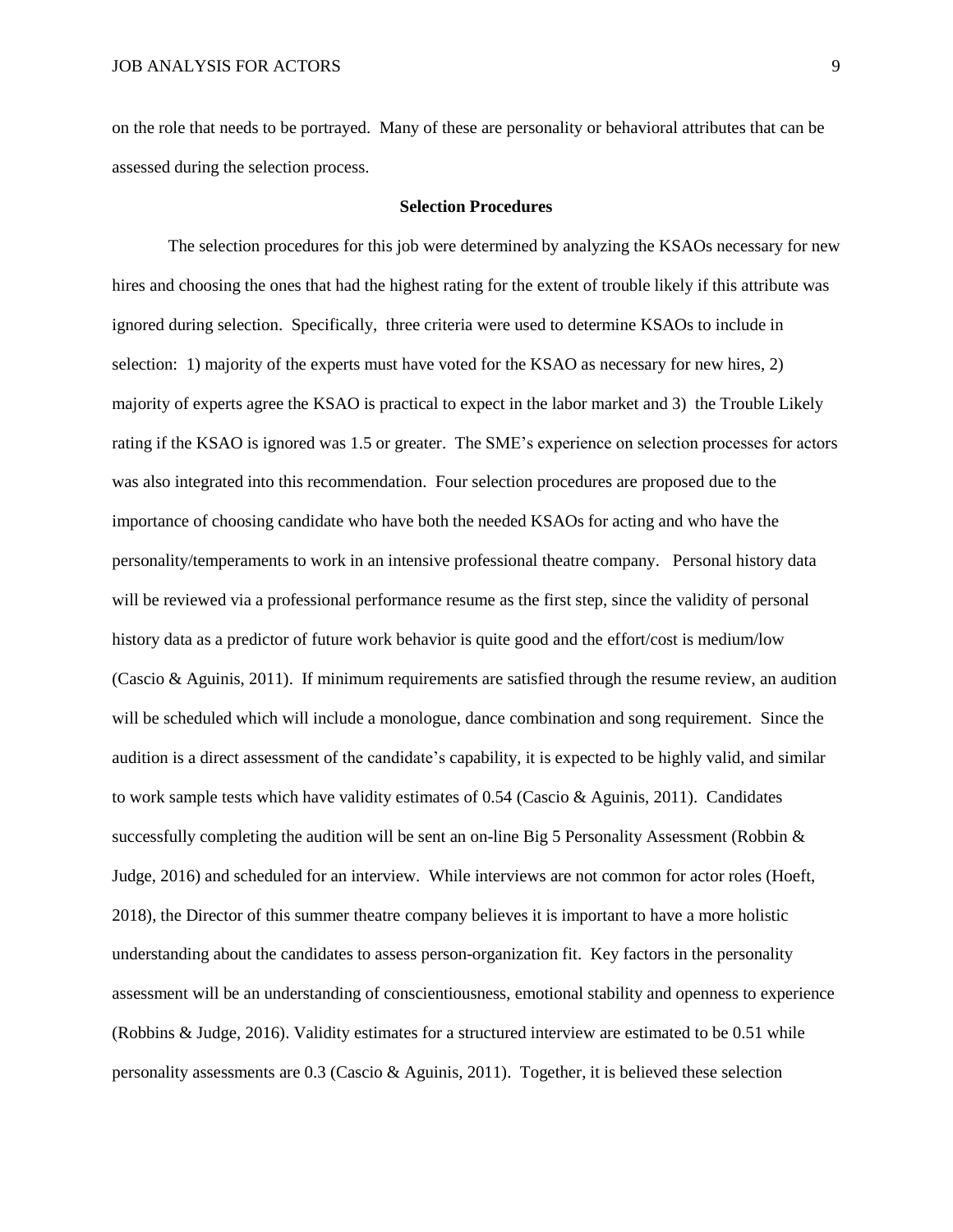on the role that needs to be portrayed. Many of these are personality or behavioral attributes that can be assessed during the selection process.

**Selection Procedures**

The selection procedures for this job were determined by analyzing the KSAOs necessary for new hires and choosing the ones that had the highest rating for the extent of trouble likely if this attribute was ignored during selection. Specifically, three criteria were used to determine KSAOs to include in selection: 1) majority of the experts must have voted for the KSAO as necessary for new hires, 2) majority of experts agree the KSAO is practical to expect in the labor market and 3) the Trouble Likely rating if the KSAO is ignored was 1.5 or greater. The SME's experience on selection processes for actors was also integrated into this recommendation. Four selection procedures are proposed due to the importance of choosing candidate who have both the needed KSAOs for acting and who have the personality/temperaments to work in an intensive professional theatre company. Personal history data will be reviewed via a professional performance resume as the first step, since the validity of personal history data as a predictor of future work behavior is quite good and the effort/cost is medium/low (Cascio & Aguinis, 2011). If minimum requirements are satisfied through the resume review, an audition will be scheduled which will include a monologue, dance combination and song requirement. Since the audition is a direct assessment of the candidate's capability, it is expected to be highly valid, and similar to work sample tests which have validity estimates of 0.54 (Cascio & Aguinis, 2011). Candidates successfully completing the audition will be sent an on-line Big 5 Personality Assessment (Robbin & Judge, 2016) and scheduled for an interview. While interviews are not common for actor roles (Hoeft, 2018), the Director of this summer theatre company believes it is important to have a more holistic understanding about the candidates to assess person-organization fit. Key factors in the personality assessment will be an understanding of conscientiousness, emotional stability and openness to experience (Robbins & Judge, 2016). Validity estimates for a structured interview are estimated to be 0.51 while personality assessments are 0.3 (Cascio & Aguinis, 2011). Together, it is believed these selection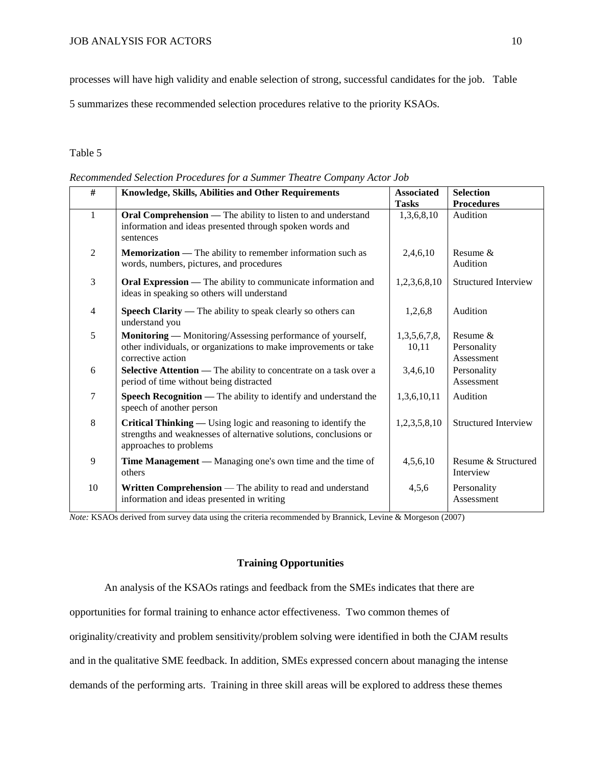processes will have high validity and enable selection of strong, successful candidates for the job. Table 5 summarizes these recommended selection procedures relative to the priority KSAOs.

Table 5

*Recommended Selection Procedures for a Summer Theatre Company Actor Job*

| # | Knowledge, Skills, Abilities and Other Requirements | Associated Tasks | Selection Procedures |
|---|---|---|---|
| 1 | **Oral Comprehension —** The ability to listen to and understand information and ideas presented through spoken words and sentences | 1,3,6,8,10 | Audition |
| 2 | **Memorization —** The ability to remember information such as words, numbers, pictures, and procedures | 2,4,6,10 | Resume & Audition |
| 3 | **Oral Expression —** The ability to communicate information and ideas in speaking so others will understand | 1,2,3,6,8,10 | Structured Interview |
| 4 | **Speech Clarity —** The ability to speak clearly so others can understand you | 1,2,6,8 | Audition |
| 5 | **Monitoring —** Monitoring/Assessing performance of yourself, other individuals, or organizations to make improvements or take corrective action | 1,3,5,6,7,8, 10,11 | Resume & Personality Assessment |
| 6 | **Selective Attention —** The ability to concentrate on a task over a period of time without being distracted | 3,4,6,10 | Personality Assessment |
| 7 | **Speech Recognition —** The ability to identify and understand the speech of another person | 1,3,6,10,11 | Audition |
| 8 | **Critical Thinking —** Using logic and reasoning to identify the strengths and weaknesses of alternative solutions, conclusions or approaches to problems | 1,2,3,5,8,10 | Structured Interview |
| 9 | **Time Management —** Managing one's own time and the time of others | 4,5,6,10 | Resume & Structured Interview |
| 10 | **Written Comprehension** — The ability to read and understand information and ideas presented in writing | 4,5,6 | Personality Assessment |

*Note:* KSAOs derived from survey data using the criteria recommended by Brannick, Levine & Morgeson (2007)

## Training Opportunities

An analysis of the KSAOs ratings and feedback from the SMEs indicates that there are opportunities for formal training to enhance actor effectiveness. Two common themes of originality/creativity and problem sensitivity/problem solving were identified in both the CJAM results and in the qualitative SME feedback. In addition, SMEs expressed concern about managing the intense demands of the performing arts. Training in three skill areas will be explored to address these themes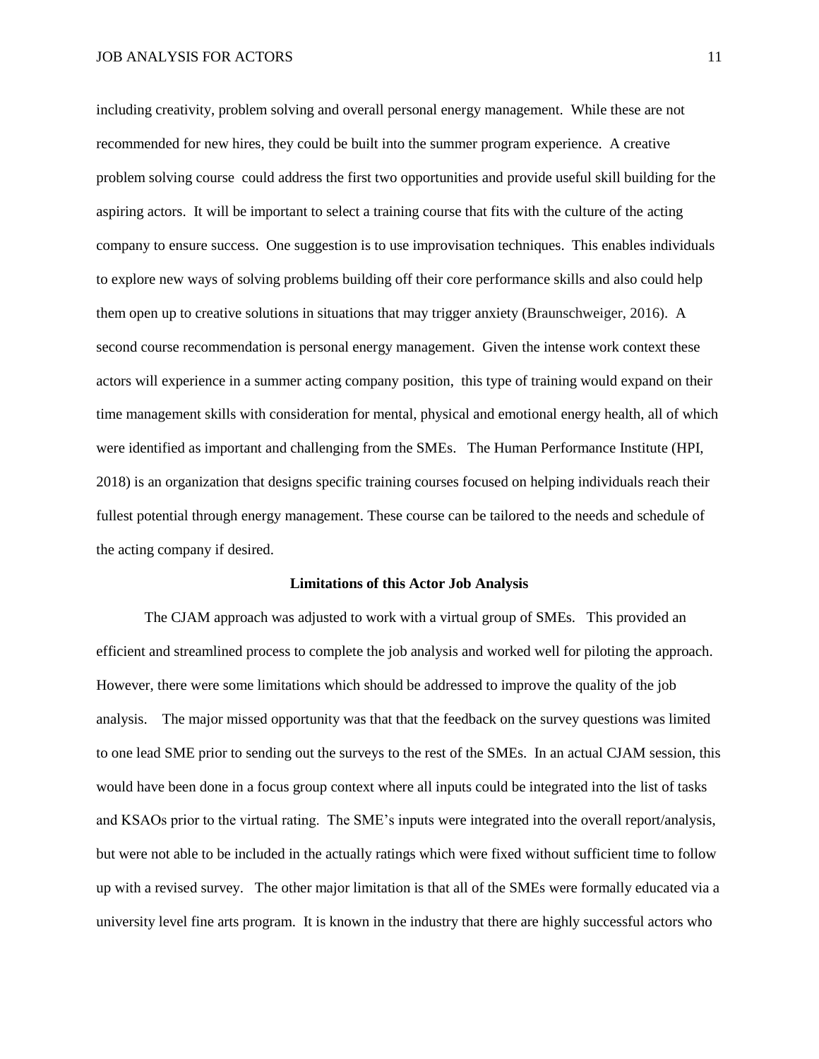including creativity, problem solving and overall personal energy management. While these are not recommended for new hires, they could be built into the summer program experience. A creative problem solving course could address the first two opportunities and provide useful skill building for the aspiring actors. It will be important to select a training course that fits with the culture of the acting company to ensure success. One suggestion is to use improvisation techniques. This enables individuals to explore new ways of solving problems building off their core performance skills and also could help them open up to creative solutions in situations that may trigger anxiety (Braunschweiger, 2016). A second course recommendation is personal energy management. Given the intense work context these actors will experience in a summer acting company position, this type of training would expand on their time management skills with consideration for mental, physical and emotional energy health, all of which were identified as important and challenging from the SMEs. The Human Performance Institute (HPI, 2018) is an organization that designs specific training courses focused on helping individuals reach their fullest potential through energy management. These course can be tailored to the needs and schedule of the acting company if desired.

## Limitations of this Actor Job Analysis

The CJAM approach was adjusted to work with a virtual group of SMEs. This provided an efficient and streamlined process to complete the job analysis and worked well for piloting the approach. However, there were some limitations which should be addressed to improve the quality of the job analysis. The major missed opportunity was that that the feedback on the survey questions was limited to one lead SME prior to sending out the surveys to the rest of the SMEs. In an actual CJAM session, this would have been done in a focus group context where all inputs could be integrated into the list of tasks and KSAOs prior to the virtual rating. The SME's inputs were integrated into the overall report/analysis, but were not able to be included in the actually ratings which were fixed without sufficient time to follow up with a revised survey. The other major limitation is that all of the SMEs were formally educated via a university level fine arts program. It is known in the industry that there are highly successful actors who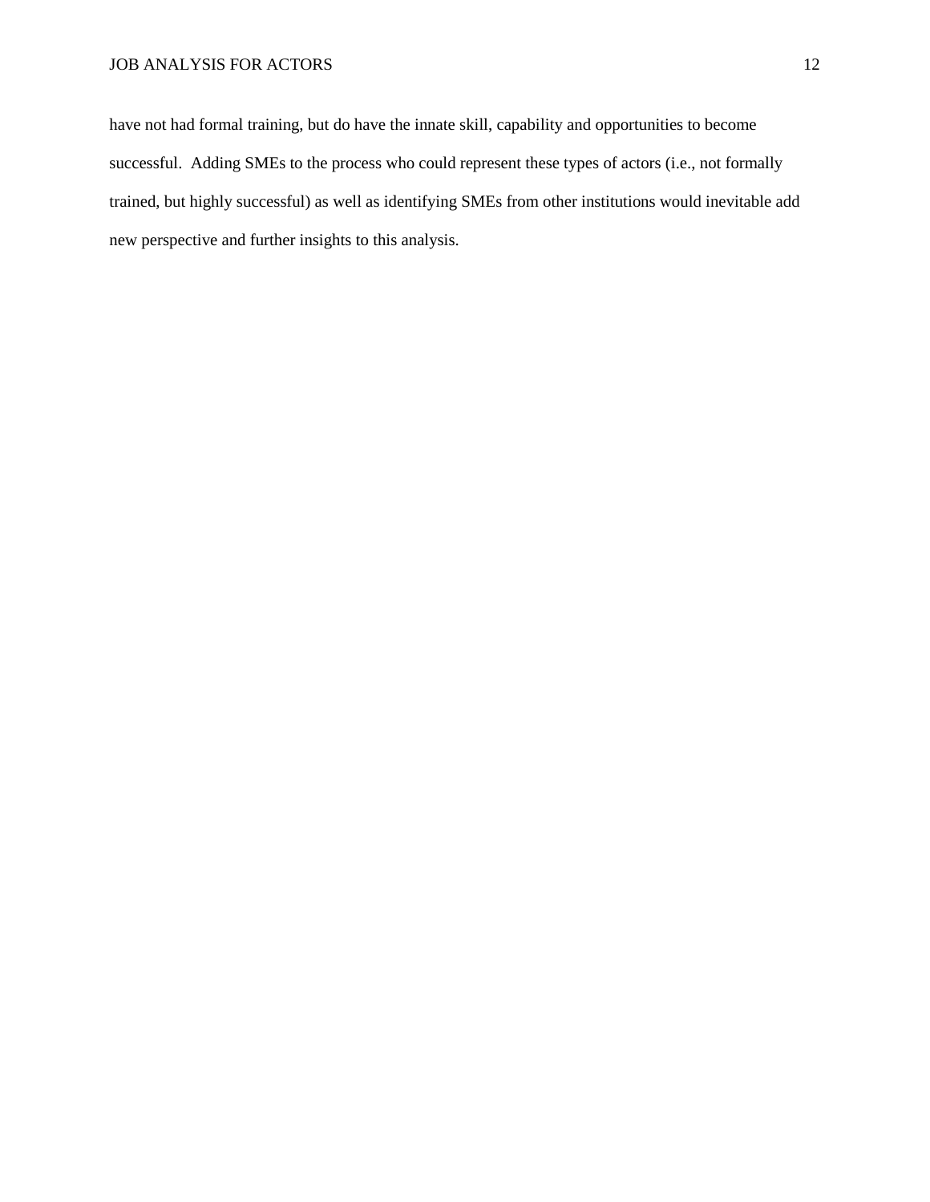have not had formal training, but do have the innate skill, capability and opportunities to become successful. Adding SMEs to the process who could represent these types of actors (i.e., not formally trained, but highly successful) as well as identifying SMEs from other institutions would inevitable add new perspective and further insights to this analysis.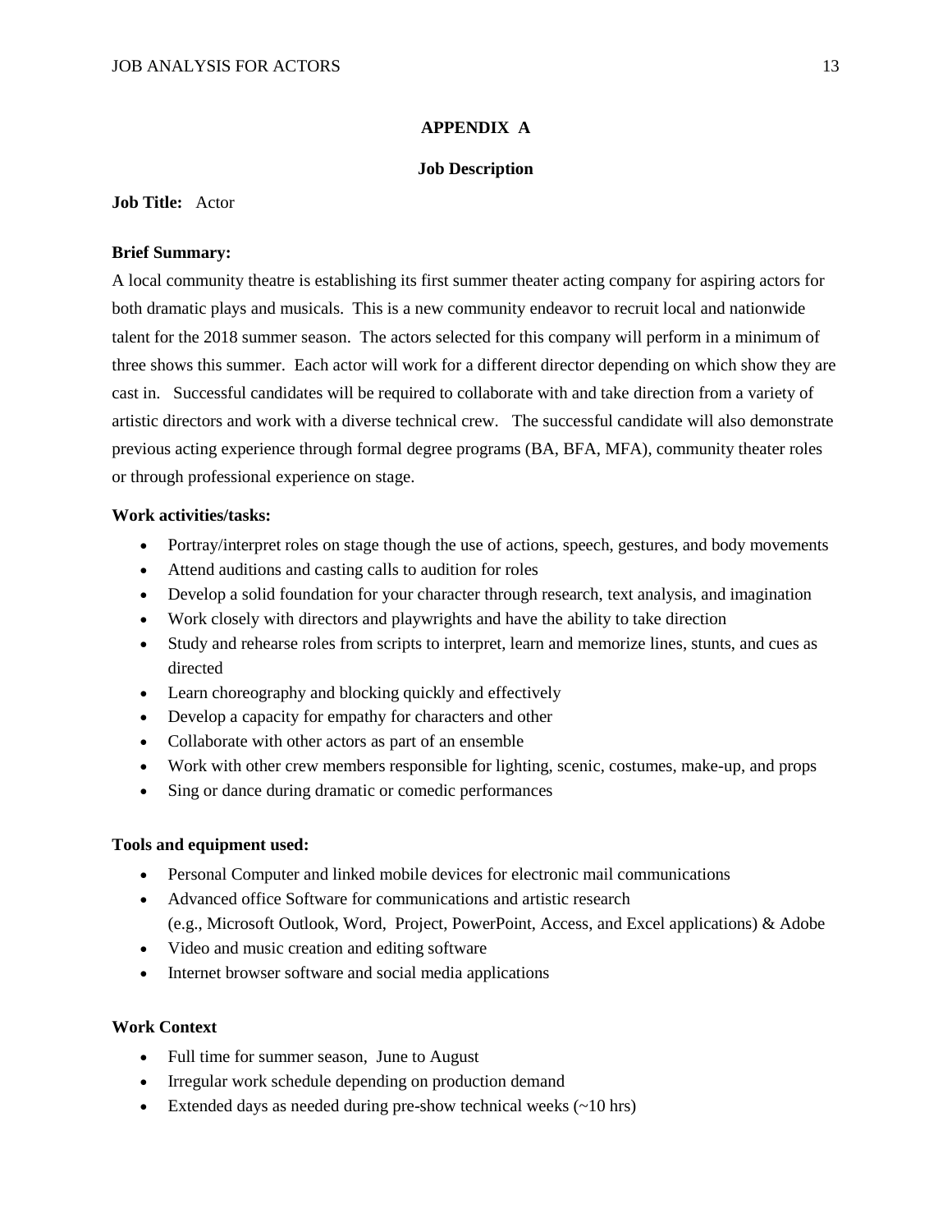## APPENDIX A

### Job Description

**Job Title:** Actor

**Brief Summary:**

A local community theatre is establishing its first summer theater acting company for aspiring actors for both dramatic plays and musicals. This is a new community endeavor to recruit local and nationwide talent for the 2018 summer season. The actors selected for this company will perform in a minimum of three shows this summer. Each actor will work for a different director depending on which show they are cast in. Successful candidates will be required to collaborate with and take direction from a variety of artistic directors and work with a diverse technical crew. The successful candidate will also demonstrate previous acting experience through formal degree programs (BA, BFA, MFA), community theater roles or through professional experience on stage.

**Work activities/tasks:**

- Portray/interpret roles on stage though the use of actions, speech, gestures, and body movements
- Attend auditions and casting calls to audition for roles
- Develop a solid foundation for your character through research, text analysis, and imagination
- Work closely with directors and playwrights and have the ability to take direction
- Study and rehearse roles from scripts to interpret, learn and memorize lines, stunts, and cues as directed
- Learn choreography and blocking quickly and effectively
- Develop a capacity for empathy for characters and other
- Collaborate with other actors as part of an ensemble
- Work with other crew members responsible for lighting, scenic, costumes, make-up, and props
- Sing or dance during dramatic or comedic performances

**Tools and equipment used:**

- Personal Computer and linked mobile devices for electronic mail communications
- Advanced office Software for communications and artistic research (e.g., Microsoft Outlook, Word, Project, PowerPoint, Access, and Excel applications) & Adobe
- Video and music creation and editing software
- Internet browser software and social media applications

**Work Context**

- Full time for summer season, June to August
- Irregular work schedule depending on production demand
- Extended days as needed during pre-show technical weeks (~10 hrs)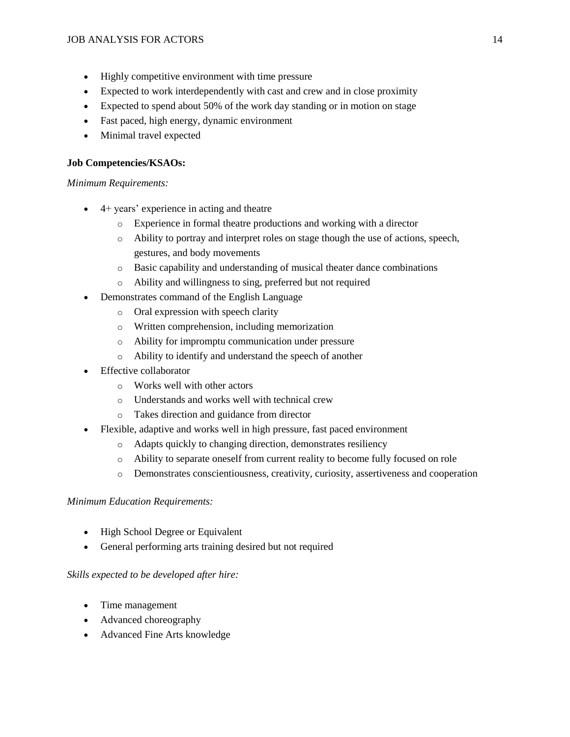- Highly competitive environment with time pressure
- Expected to work interdependently with cast and crew and in close proximity
- Expected to spend about 50% of the work day standing or in motion on stage
- Fast paced, high energy, dynamic environment
- Minimal travel expected

**Job Competencies/KSAOs:**

*Minimum Requirements:*

- 4+ years' experience in acting and theatre
  - Experience in formal theatre productions and working with a director
  - Ability to portray and interpret roles on stage though the use of actions, speech, gestures, and body movements
  - Basic capability and understanding of musical theater dance combinations
  - Ability and willingness to sing, preferred but not required
- Demonstrates command of the English Language
  - Oral expression with speech clarity
  - Written comprehension, including memorization
  - Ability for impromptu communication under pressure
  - Ability to identify and understand the speech of another
- Effective collaborator
  - Works well with other actors
  - Understands and works well with technical crew
  - Takes direction and guidance from director
- Flexible, adaptive and works well in high pressure, fast paced environment
  - Adapts quickly to changing direction, demonstrates resiliency
  - Ability to separate oneself from current reality to become fully focused on role
  - Demonstrates conscientiousness, creativity, curiosity, assertiveness and cooperation

*Minimum Education Requirements:*

- High School Degree or Equivalent
- General performing arts training desired but not required

*Skills expected to be developed after hire:*

- Time management
- Advanced choreography
- Advanced Fine Arts knowledge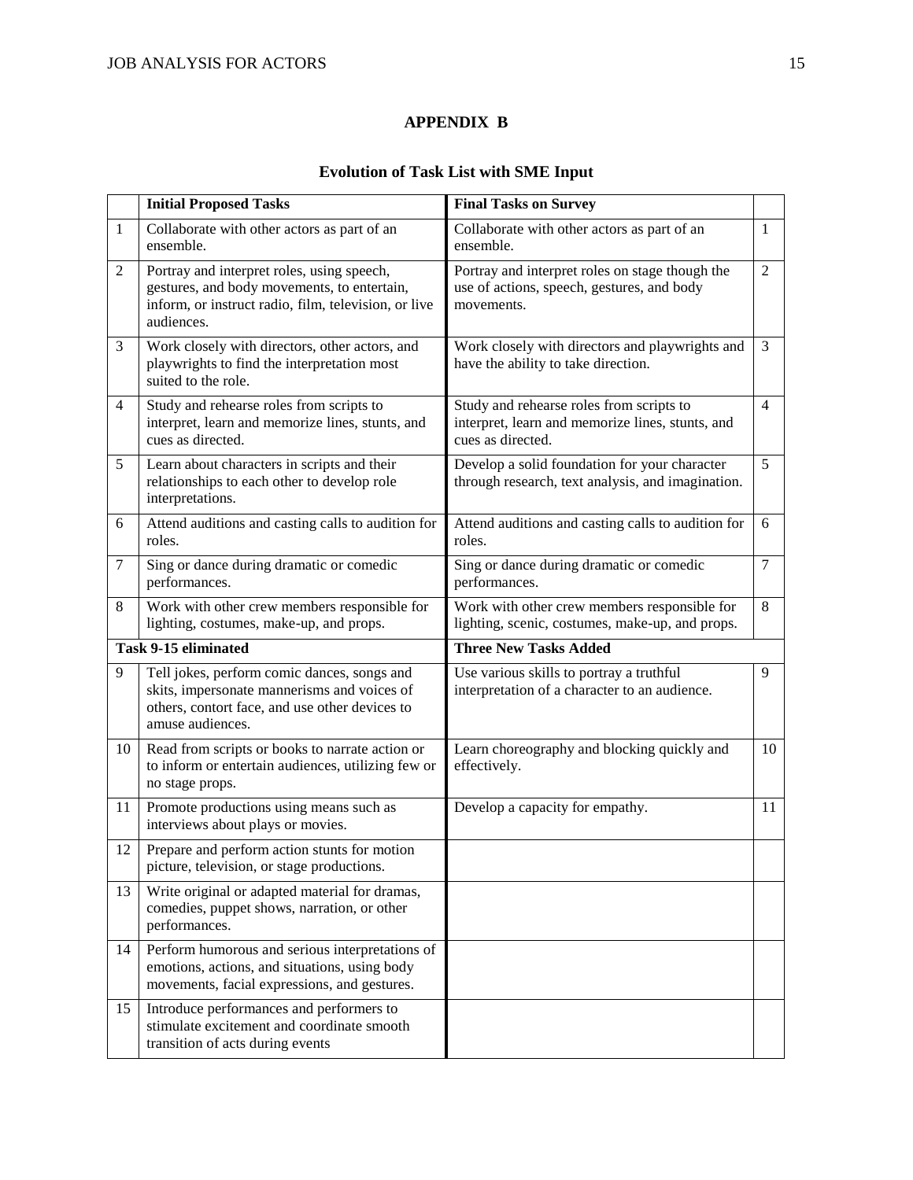## APPENDIX B

### Evolution of Task List with SME Input

| | Initial Proposed Tasks | Final Tasks on Survey | |
|---|---|---|---|
| 1 | Collaborate with other actors as part of an ensemble. | Collaborate with other actors as part of an ensemble. | 1 |
| 2 | Portray and interpret roles, using speech, gestures, and body movements, to entertain, inform, or instruct radio, film, television, or live audiences. | Portray and interpret roles on stage though the use of actions, speech, gestures, and body movements. | 2 |
| 3 | Work closely with directors, other actors, and playwrights to find the interpretation most suited to the role. | Work closely with directors and playwrights and have the ability to take direction. | 3 |
| 4 | Study and rehearse roles from scripts to interpret, learn and memorize lines, stunts, and cues as directed. | Study and rehearse roles from scripts to interpret, learn and memorize lines, stunts, and cues as directed. | 4 |
| 5 | Learn about characters in scripts and their relationships to each other to develop role interpretations. | Develop a solid foundation for your character through research, text analysis, and imagination. | 5 |
| 6 | Attend auditions and casting calls to audition for roles. | Attend auditions and casting calls to audition for roles. | 6 |
| 7 | Sing or dance during dramatic or comedic performances. | Sing or dance during dramatic or comedic performances. | 7 |
| 8 | Work with other crew members responsible for lighting, costumes, make-up, and props. | Work with other crew members responsible for lighting, scenic, costumes, make-up, and props. | 8 |
| **Task 9-15 eliminated** | | **Three New Tasks Added** | |
| 9 | Tell jokes, perform comic dances, songs and skits, impersonate mannerisms and voices of others, contort face, and use other devices to amuse audiences. | Use various skills to portray a truthful interpretation of a character to an audience. | 9 |
| 10 | Read from scripts or books to narrate action or to inform or entertain audiences, utilizing few or no stage props. | Learn choreography and blocking quickly and effectively. | 10 |
| 11 | Promote productions using means such as interviews about plays or movies. | Develop a capacity for empathy. | 11 |
| 12 | Prepare and perform action stunts for motion picture, television, or stage productions. | | |
| 13 | Write original or adapted material for dramas, comedies, puppet shows, narration, or other performances. | | |
| 14 | Perform humorous and serious interpretations of emotions, actions, and situations, using body movements, facial expressions, and gestures. | | |
| 15 | Introduce performances and performers to stimulate excitement and coordinate smooth transition of acts during events | | |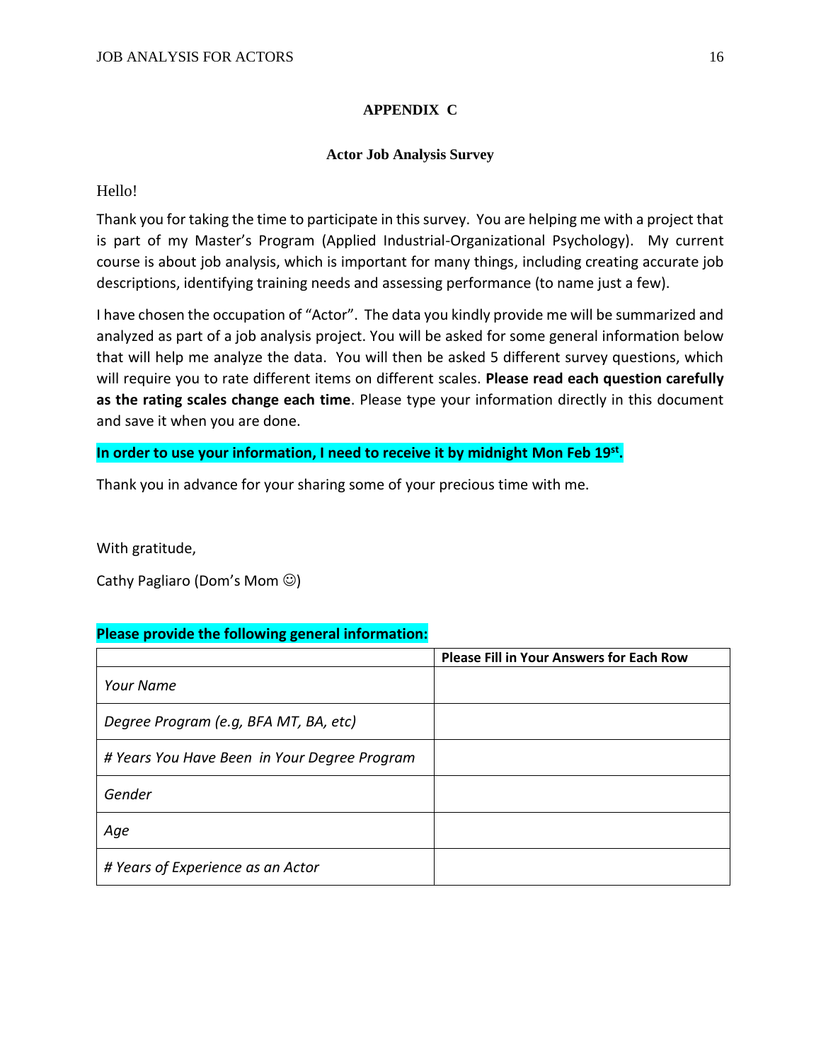# APPENDIX C

## Actor Job Analysis Survey

Hello!

Thank you for taking the time to participate in this survey. You are helping me with a project that is part of my Master's Program (Applied Industrial-Organizational Psychology). My current course is about job analysis, which is important for many things, including creating accurate job descriptions, identifying training needs and assessing performance (to name just a few).

I have chosen the occupation of "Actor". The data you kindly provide me will be summarized and analyzed as part of a job analysis project. You will be asked for some general information below that will help me analyze the data. You will then be asked 5 different survey questions, which will require you to rate different items on different scales. **Please read each question carefully as the rating scales change each time**. Please type your information directly in this document and save it when you are done.

**In order to use your information, I need to receive it by midnight Mon Feb 19st.**

Thank you in advance for your sharing some of your precious time with me.

With gratitude,

Cathy Pagliaro (Dom's Mom ☺)

**Please provide the following general information:**

| | **Please Fill in Your Answers for Each Row** |
|---|---|
| *Your Name* | |
| *Degree Program (e.g, BFA MT, BA, etc)* | |
| *# Years You Have Been in Your Degree Program* | |
| *Gender* | |
| *Age* | |
| *# Years of Experience as an Actor* | |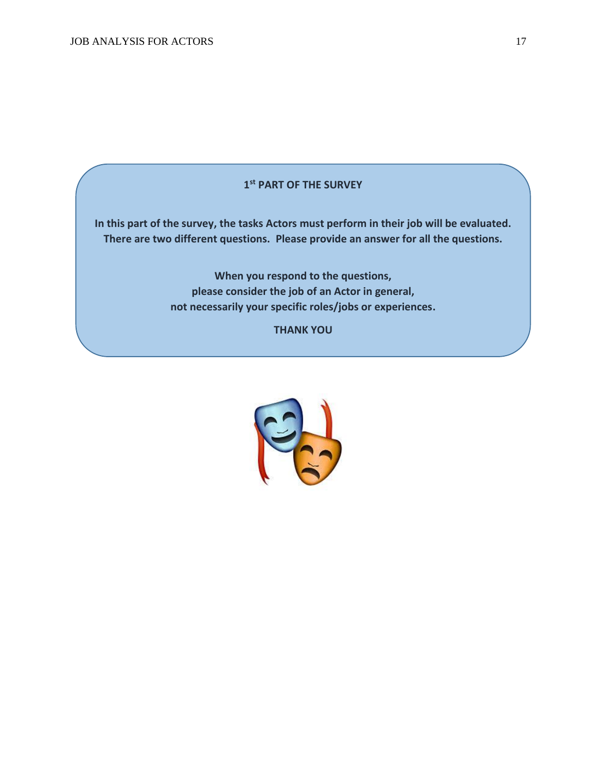**1st PART OF THE SURVEY**

**In this part of the survey, the tasks Actors must perform in their job will be evaluated. There are two different questions. Please provide an answer for all the questions.**

**When you respond to the questions, please consider the job of an Actor in general, not necessarily your specific roles/jobs or experiences.**

**THANK YOU**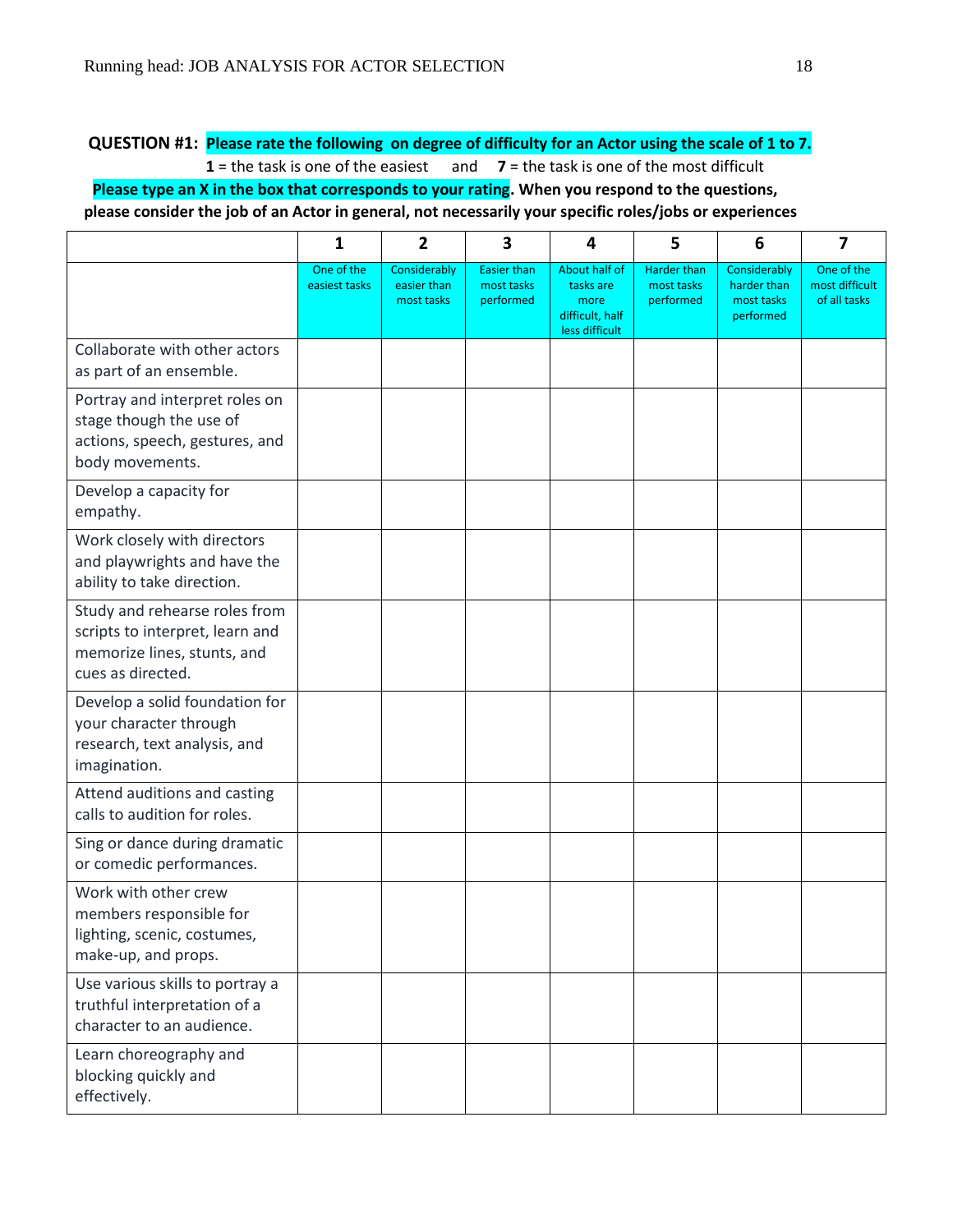**QUESTION #1: Please rate the following on degree of difficulty for an Actor using the scale of 1 to 7.**

**1** = the task is one of the easiest and **7** = the task is one of the most difficult

**Please type an X in the box that corresponds to your rating. When you respond to the questions, please consider the job of an Actor in general, not necessarily your specific roles/jobs or experiences**

| | 1 | 2 | 3 | 4 | 5 | 6 | 7 |
|---|---|---|---|---|---|---|---|
| | One of the easiest tasks | Considerably easier than most tasks | Easier than most tasks performed | About half of tasks are more difficult, half less difficult | Harder than most tasks performed | Considerably harder than most tasks performed | One of the most difficult of all tasks |
| Collaborate with other actors as part of an ensemble. | | | | | | | |
| Portray and interpret roles on stage though the use of actions, speech, gestures, and body movements. | | | | | | | |
| Develop a capacity for empathy. | | | | | | | |
| Work closely with directors and playwrights and have the ability to take direction. | | | | | | | |
| Study and rehearse roles from scripts to interpret, learn and memorize lines, stunts, and cues as directed. | | | | | | | |
| Develop a solid foundation for your character through research, text analysis, and imagination. | | | | | | | |
| Attend auditions and casting calls to audition for roles. | | | | | | | |
| Sing or dance during dramatic or comedic performances. | | | | | | | |
| Work with other crew members responsible for lighting, scenic, costumes, make-up, and props. | | | | | | | |
| Use various skills to portray a truthful interpretation of a character to an audience. | | | | | | | |
| Learn choreography and blocking quickly and effectively. | | | | | | | |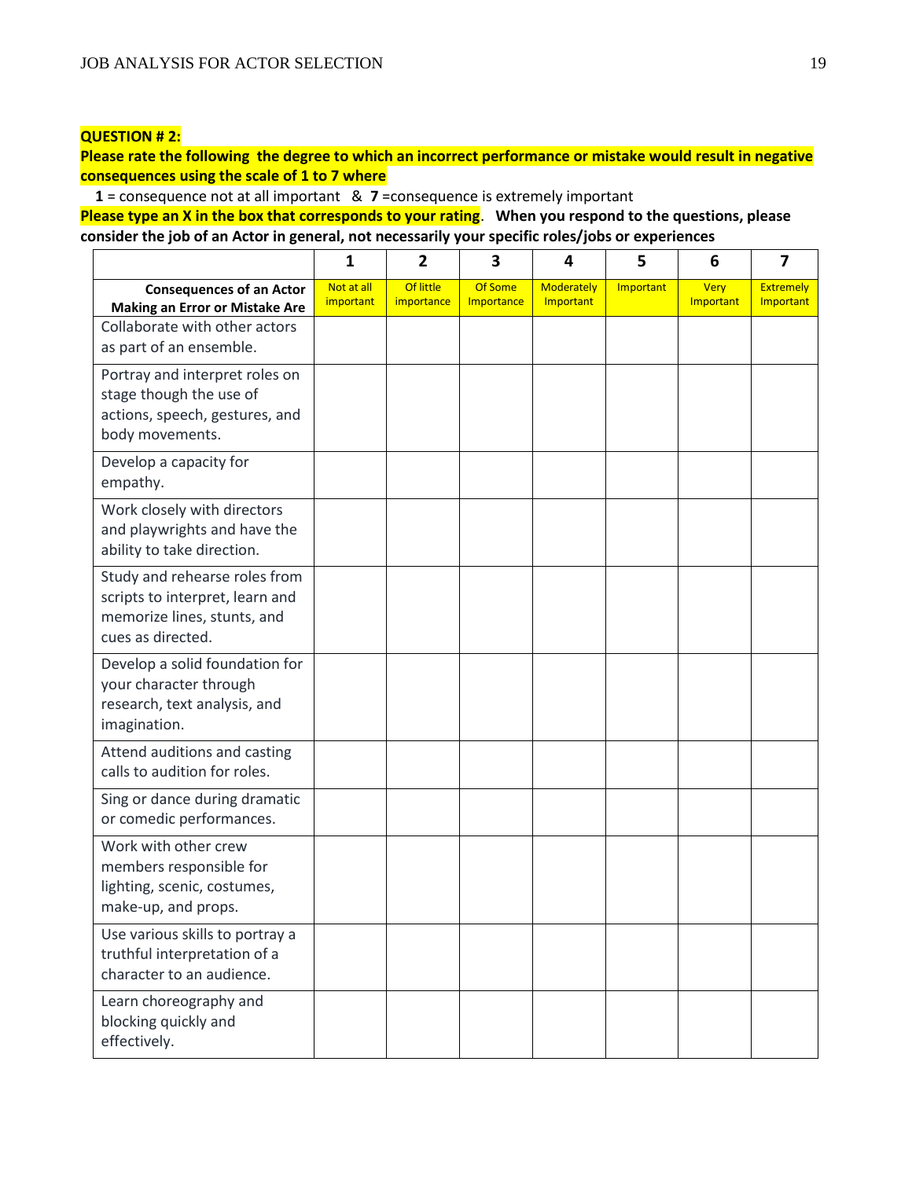**QUESTION # 2:**

**Please rate the following  the degree to which an incorrect performance or mistake would result in negative consequences using the scale of 1 to 7 where**

**1** = consequence not at all important  &  **7** =consequence is extremely important

**Please type an X in the box that corresponds to your rating**.   **When you respond to the questions, please consider the job of an Actor in general, not necessarily your specific roles/jobs or experiences**

| | 1 | 2 | 3 | 4 | 5 | 6 | 7 |
|---|---|---|---|---|---|---|---|
| **Consequences of an Actor Making an Error or Mistake Are** | Not at all important | Of little importance | Of Some Importance | Moderately Important | Important | Very Important | Extremely Important |
| Collaborate with other actors as part of an ensemble. | | | | | | | |
| Portray and interpret roles on stage though the use of actions, speech, gestures, and body movements. | | | | | | | |
| Develop a capacity for empathy. | | | | | | | |
| Work closely with directors and playwrights and have the ability to take direction. | | | | | | | |
| Study and rehearse roles from scripts to interpret, learn and memorize lines, stunts, and cues as directed. | | | | | | | |
| Develop a solid foundation for your character through research, text analysis, and imagination. | | | | | | | |
| Attend auditions and casting calls to audition for roles. | | | | | | | |
| Sing or dance during dramatic or comedic performances. | | | | | | | |
| Work with other crew members responsible for lighting, scenic, costumes, make-up, and props. | | | | | | | |
| Use various skills to portray a truthful interpretation of a character to an audience. | | | | | | | |
| Learn choreography and blocking quickly and effectively. | | | | | | | |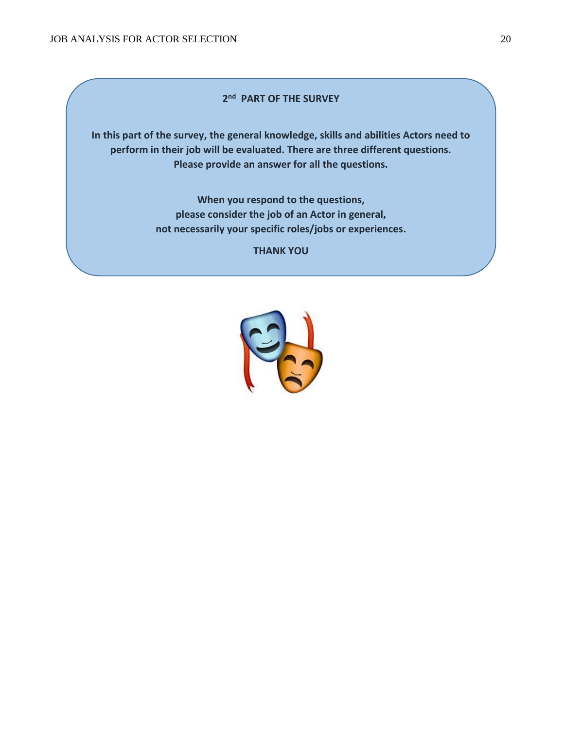**2nd PART OF THE SURVEY**

**In this part of the survey, the general knowledge, skills and abilities Actors need to perform in their job will be evaluated. There are three different questions. Please provide an answer for all the questions.**

**When you respond to the questions, please consider the job of an Actor in general, not necessarily your specific roles/jobs or experiences.**

**THANK YOU**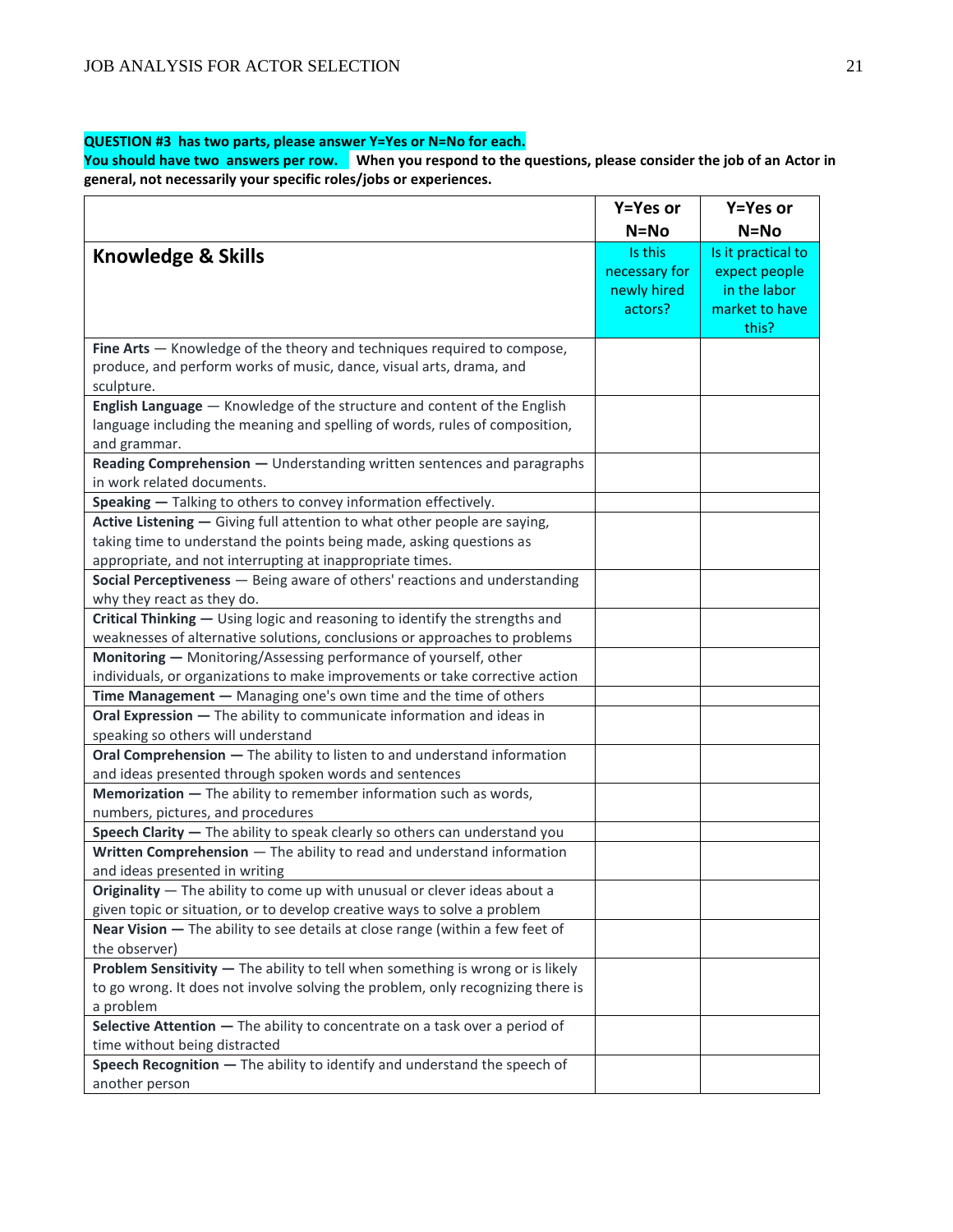**QUESTION #3 has two parts, please answer Y=Yes or N=No for each.**
**You should have two answers per row.** **When you respond to the questions, please consider the job of an Actor in general, not necessarily your specific roles/jobs or experiences.**

| | Y=Yes or N=No | Y=Yes or N=No |
|---|---|---|
| **Knowledge & Skills** | Is this necessary for newly hired actors? | Is it practical to expect people in the labor market to have this? |
| **Fine Arts** — Knowledge of the theory and techniques required to compose, produce, and perform works of music, dance, visual arts, drama, and sculpture. | | |
| **English Language** — Knowledge of the structure and content of the English language including the meaning and spelling of words, rules of composition, and grammar. | | |
| **Reading Comprehension —** Understanding written sentences and paragraphs in work related documents. | | |
| **Speaking —** Talking to others to convey information effectively. | | |
| **Active Listening —** Giving full attention to what other people are saying, taking time to understand the points being made, asking questions as appropriate, and not interrupting at inappropriate times. | | |
| **Social Perceptiveness** — Being aware of others' reactions and understanding why they react as they do. | | |
| **Critical Thinking —** Using logic and reasoning to identify the strengths and weaknesses of alternative solutions, conclusions or approaches to problems | | |
| **Monitoring —** Monitoring/Assessing performance of yourself, other individuals, or organizations to make improvements or take corrective action | | |
| **Time Management —** Managing one's own time and the time of others | | |
| **Oral Expression —** The ability to communicate information and ideas in speaking so others will understand | | |
| **Oral Comprehension —** The ability to listen to and understand information and ideas presented through spoken words and sentences | | |
| **Memorization —** The ability to remember information such as words, numbers, pictures, and procedures | | |
| **Speech Clarity —** The ability to speak clearly so others can understand you | | |
| **Written Comprehension** — The ability to read and understand information and ideas presented in writing | | |
| **Originality** — The ability to come up with unusual or clever ideas about a given topic or situation, or to develop creative ways to solve a problem | | |
| **Near Vision —** The ability to see details at close range (within a few feet of the observer) | | |
| **Problem Sensitivity —** The ability to tell when something is wrong or is likely to go wrong. It does not involve solving the problem, only recognizing there is a problem | | |
| **Selective Attention —** The ability to concentrate on a task over a period of time without being distracted | | |
| **Speech Recognition —** The ability to identify and understand the speech of another person | | |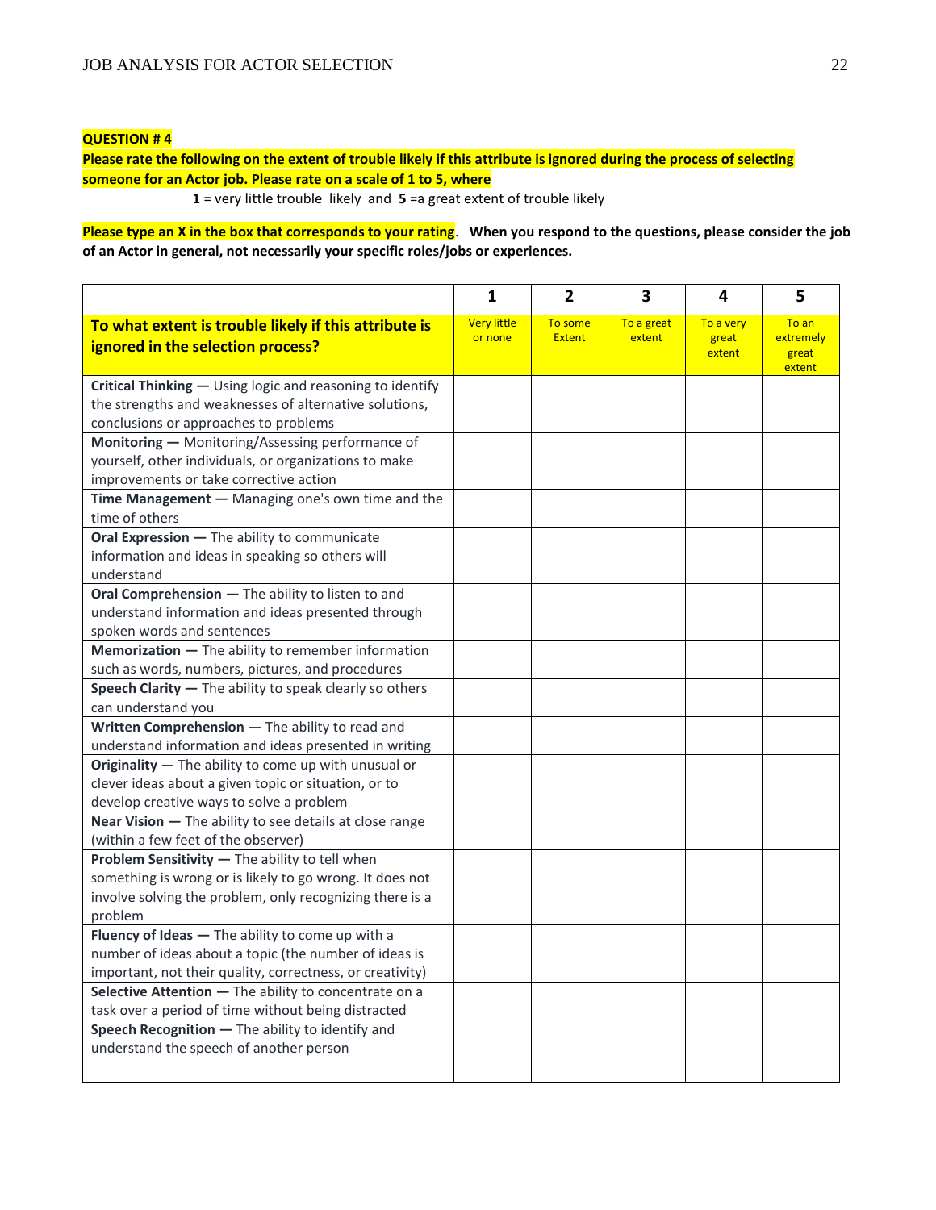**QUESTION # 4**

**Please rate the following on the extent of trouble likely if this attribute is ignored during the process of selecting someone for an Actor job. Please rate on a scale of 1 to 5, where**

**1** = very little trouble likely and **5** =a great extent of trouble likely

**Please type an X in the box that corresponds to your rating**. **When you respond to the questions, please consider the job of an Actor in general, not necessarily your specific roles/jobs or experiences.**

| | 1 | 2 | 3 | 4 | 5 |
|---|---|---|---|---|---|
| **To what extent is trouble likely if this attribute is ignored in the selection process?** | Very little or none | To some Extent | To a great extent | To a very great extent | To an extremely great extent |
| **Critical Thinking —** Using logic and reasoning to identify the strengths and weaknesses of alternative solutions, conclusions or approaches to problems | | | | | |
| **Monitoring —** Monitoring/Assessing performance of yourself, other individuals, or organizations to make improvements or take corrective action | | | | | |
| **Time Management —** Managing one's own time and the time of others | | | | | |
| **Oral Expression —** The ability to communicate information and ideas in speaking so others will understand | | | | | |
| **Oral Comprehension —** The ability to listen to and understand information and ideas presented through spoken words and sentences | | | | | |
| **Memorization —** The ability to remember information such as words, numbers, pictures, and procedures | | | | | |
| **Speech Clarity —** The ability to speak clearly so others can understand you | | | | | |
| **Written Comprehension** — The ability to read and understand information and ideas presented in writing | | | | | |
| **Originality** — The ability to come up with unusual or clever ideas about a given topic or situation, or to develop creative ways to solve a problem | | | | | |
| **Near Vision —** The ability to see details at close range (within a few feet of the observer) | | | | | |
| **Problem Sensitivity —** The ability to tell when something is wrong or is likely to go wrong. It does not involve solving the problem, only recognizing there is a problem | | | | | |
| **Fluency of Ideas —** The ability to come up with a number of ideas about a topic (the number of ideas is important, not their quality, correctness, or creativity) | | | | | |
| **Selective Attention —** The ability to concentrate on a task over a period of time without being distracted | | | | | |
| **Speech Recognition —** The ability to identify and understand the speech of another person | | | | | |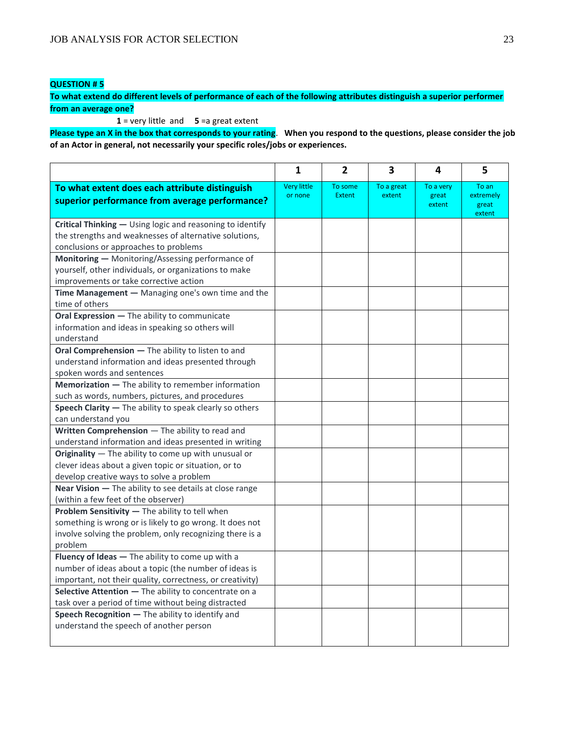**QUESTION # 5**

**To what extend do different levels of performance of each of the following attributes distinguish a superior performer from an average one?**

**1** = very little and **5** =a great extent

**Please type an X in the box that corresponds to your rating**. **When you respond to the questions, please consider the job of an Actor in general, not necessarily your specific roles/jobs or experiences.**

| | 1 | 2 | 3 | 4 | 5 |
|---|---|---|---|---|---|
| **To what extent does each attribute distinguish superior performance from average performance?** | Very little or none | To some Extent | To a great extent | To a very great extent | To an extremely great extent |
| **Critical Thinking —** Using logic and reasoning to identify the strengths and weaknesses of alternative solutions, conclusions or approaches to problems | | | | | |
| **Monitoring —** Monitoring/Assessing performance of yourself, other individuals, or organizations to make improvements or take corrective action | | | | | |
| **Time Management —** Managing one's own time and the time of others | | | | | |
| **Oral Expression —** The ability to communicate information and ideas in speaking so others will understand | | | | | |
| **Oral Comprehension —** The ability to listen to and understand information and ideas presented through spoken words and sentences | | | | | |
| **Memorization —** The ability to remember information such as words, numbers, pictures, and procedures | | | | | |
| **Speech Clarity —** The ability to speak clearly so others can understand you | | | | | |
| **Written Comprehension** — The ability to read and understand information and ideas presented in writing | | | | | |
| **Originality** — The ability to come up with unusual or clever ideas about a given topic or situation, or to develop creative ways to solve a problem | | | | | |
| **Near Vision —** The ability to see details at close range (within a few feet of the observer) | | | | | |
| **Problem Sensitivity —** The ability to tell when something is wrong or is likely to go wrong. It does not involve solving the problem, only recognizing there is a problem | | | | | |
| **Fluency of Ideas —** The ability to come up with a number of ideas about a topic (the number of ideas is important, not their quality, correctness, or creativity) | | | | | |
| **Selective Attention —** The ability to concentrate on a task over a period of time without being distracted | | | | | |
| **Speech Recognition —** The ability to identify and understand the speech of another person | | | | | |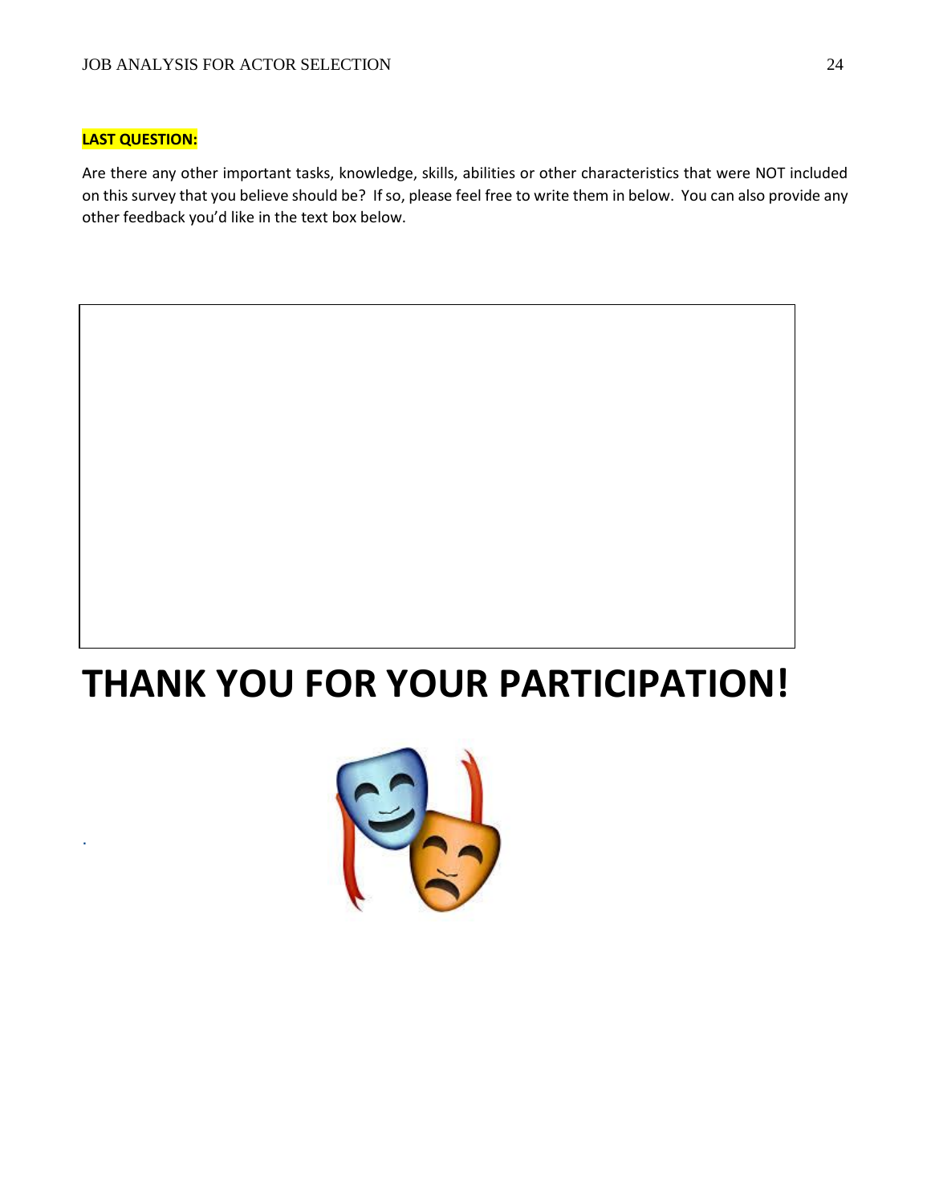**LAST QUESTION:**

Are there any other important tasks, knowledge, skills, abilities or other characteristics that were NOT included on this survey that you believe should be? If so, please feel free to write them in below. You can also provide any other feedback you'd like in the text box below.

# THANK YOU FOR YOUR PARTICIPATION!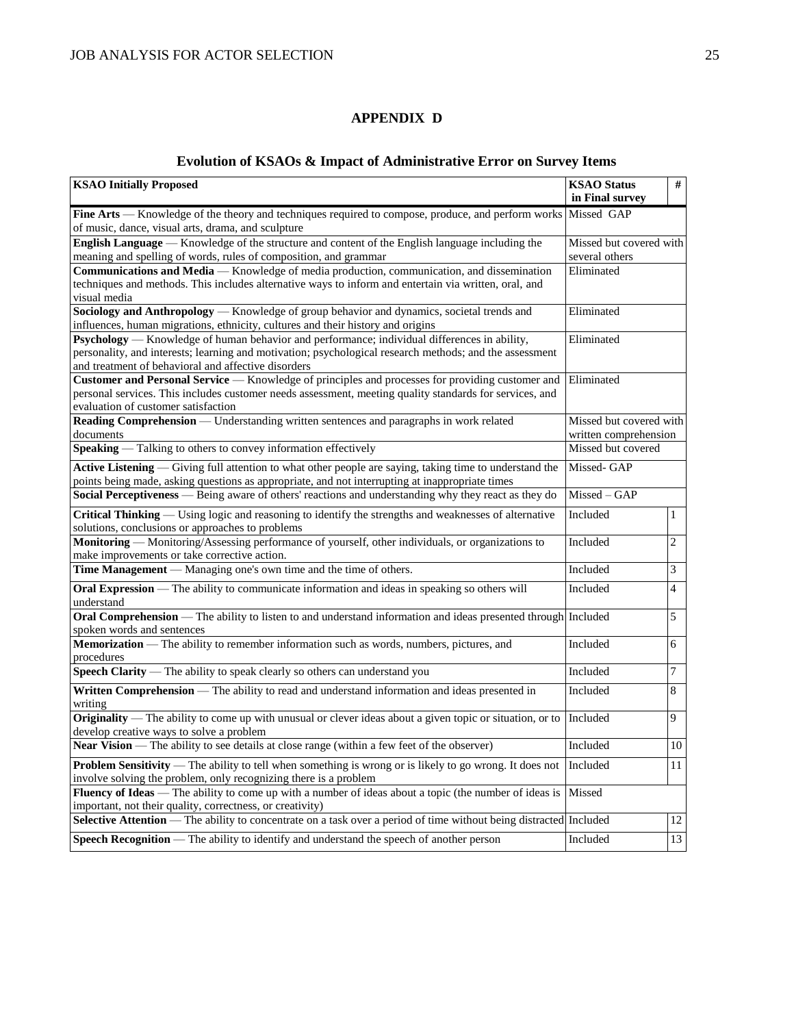## APPENDIX D

### Evolution of KSAOs & Impact of Administrative Error on Survey Items

| KSAO Initially Proposed | KSAO Status in Final survey | # |
|---|---|---|
| **Fine Arts** — Knowledge of the theory and techniques required to compose, produce, and perform works of music, dance, visual arts, drama, and sculpture | Missed GAP | |
| **English Language** — Knowledge of the structure and content of the English language including the meaning and spelling of words, rules of composition, and grammar | Missed but covered with several others | |
| **Communications and Media** — Knowledge of media production, communication, and dissemination techniques and methods. This includes alternative ways to inform and entertain via written, oral, and visual media | Eliminated | |
| **Sociology and Anthropology** — Knowledge of group behavior and dynamics, societal trends and influences, human migrations, ethnicity, cultures and their history and origins | Eliminated | |
| **Psychology** — Knowledge of human behavior and performance; individual differences in ability, personality, and interests; learning and motivation; psychological research methods; and the assessment and treatment of behavioral and affective disorders | Eliminated | |
| **Customer and Personal Service** — Knowledge of principles and processes for providing customer and personal services. This includes customer needs assessment, meeting quality standards for services, and evaluation of customer satisfaction | Eliminated | |
| **Reading Comprehension** — Understanding written sentences and paragraphs in work related documents | Missed but covered with written comprehension | |
| **Speaking** — Talking to others to convey information effectively | Missed but covered | |
| **Active Listening** — Giving full attention to what other people are saying, taking time to understand the points being made, asking questions as appropriate, and not interrupting at inappropriate times | Missed- GAP | |
| **Social Perceptiveness** — Being aware of others' reactions and understanding why they react as they do | Missed – GAP | |
| **Critical Thinking** — Using logic and reasoning to identify the strengths and weaknesses of alternative solutions, conclusions or approaches to problems | Included | 1 |
| **Monitoring** — Monitoring/Assessing performance of yourself, other individuals, or organizations to make improvements or take corrective action. | Included | 2 |
| **Time Management** — Managing one's own time and the time of others. | Included | 3 |
| **Oral Expression** — The ability to communicate information and ideas in speaking so others will understand | Included | 4 |
| **Oral Comprehension** — The ability to listen to and understand information and ideas presented through spoken words and sentences | Included | 5 |
| **Memorization** — The ability to remember information such as words, numbers, pictures, and procedures | Included | 6 |
| **Speech Clarity** — The ability to speak clearly so others can understand you | Included | 7 |
| **Written Comprehension** — The ability to read and understand information and ideas presented in writing | Included | 8 |
| **Originality** — The ability to come up with unusual or clever ideas about a given topic or situation, or to develop creative ways to solve a problem | Included | 9 |
| **Near Vision** — The ability to see details at close range (within a few feet of the observer) | Included | 10 |
| **Problem Sensitivity** — The ability to tell when something is wrong or is likely to go wrong. It does not involve solving the problem, only recognizing there is a problem | Included | 11 |
| **Fluency of Ideas** — The ability to come up with a number of ideas about a topic (the number of ideas is important, not their quality, correctness, or creativity) | Missed | |
| **Selective Attention** — The ability to concentrate on a task over a period of time without being distracted | Included | 12 |
| **Speech Recognition** — The ability to identify and understand the speech of another person | Included | 13 |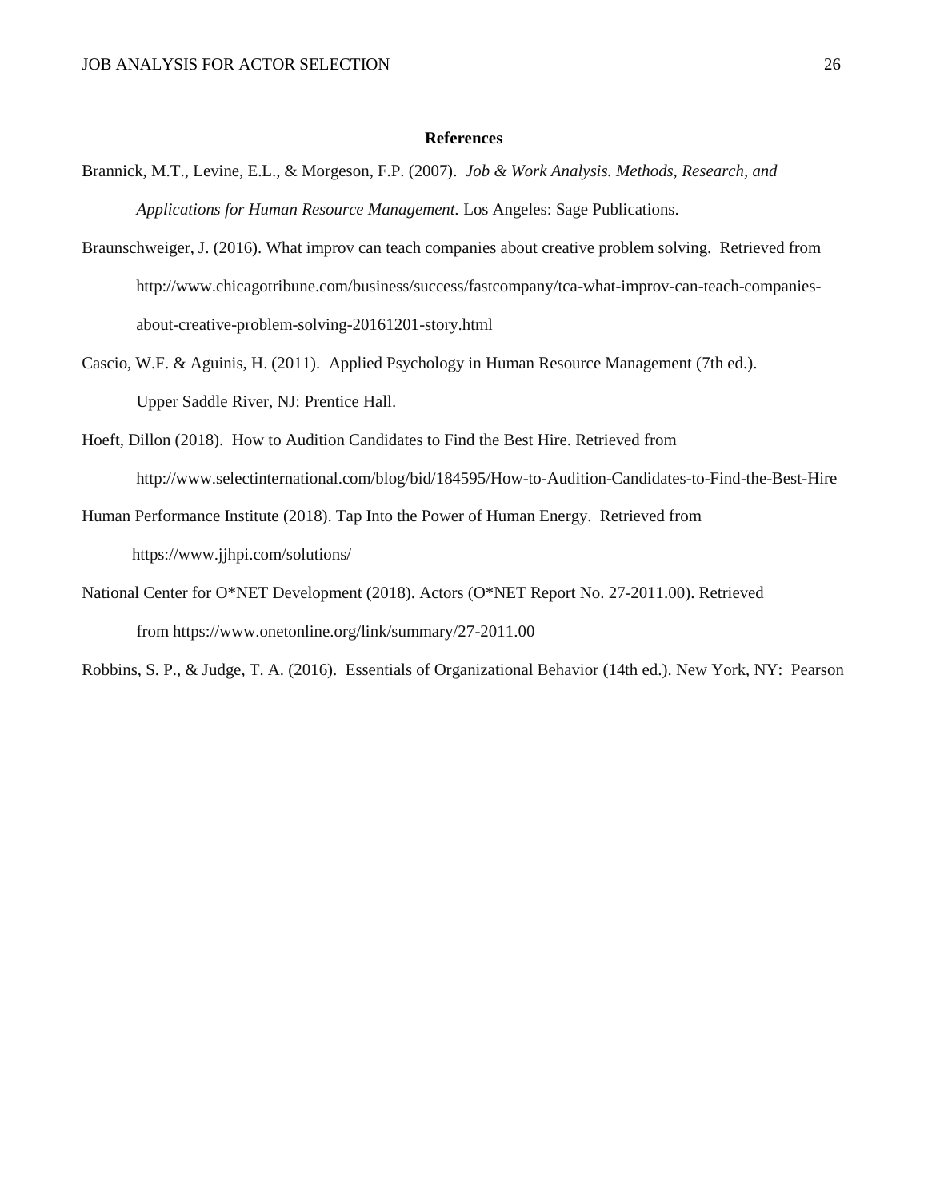**References**

Brannick, M.T., Levine, E.L., & Morgeson, F.P. (2007). *Job & Work Analysis. Methods, Research, and Applications for Human Resource Management.* Los Angeles: Sage Publications.

Braunschweiger, J. (2016). What improv can teach companies about creative problem solving. Retrieved from http://www.chicagotribune.com/business/success/fastcompany/tca-what-improv-can-teach-companies-about-creative-problem-solving-20161201-story.html

Cascio, W.F. & Aguinis, H. (2011). Applied Psychology in Human Resource Management (7th ed.). Upper Saddle River, NJ: Prentice Hall.

Hoeft, Dillon (2018). How to Audition Candidates to Find the Best Hire. Retrieved from http://www.selectinternational.com/blog/bid/184595/How-to-Audition-Candidates-to-Find-the-Best-Hire

Human Performance Institute (2018). Tap Into the Power of Human Energy. Retrieved from https://www.jjhpi.com/solutions/

National Center for O*NET Development (2018). Actors (O*NET Report No. 27-2011.00). Retrieved from https://www.onetonline.org/link/summary/27-2011.00

Robbins, S. P., & Judge, T. A. (2016). Essentials of Organizational Behavior (14th ed.). New York, NY: Pearson